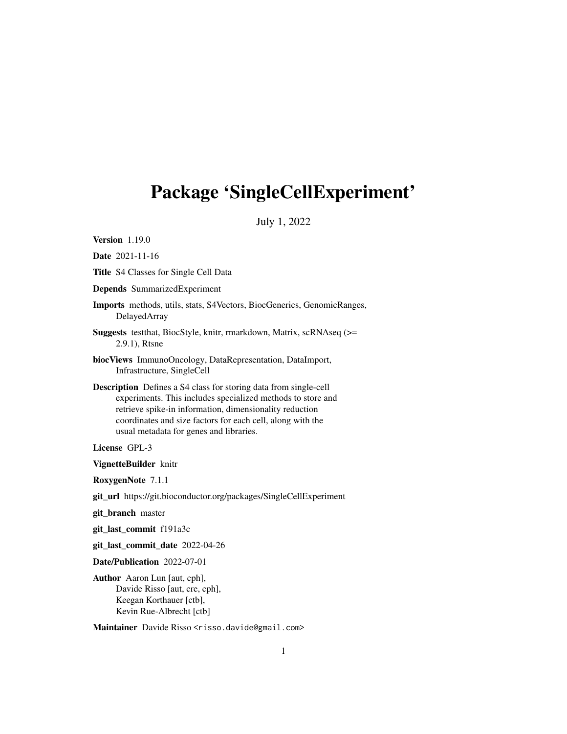# Package 'SingleCellExperiment'

July 1, 2022

**Version** 1.19.0

**Date** 2021-11-16

**Title** S4 Classes for Single Cell Data

**Depends** SummarizedExperiment

**Imports** methods, utils, stats, S4Vectors, BiocGenerics, GenomicRanges, DelayedArray

**Suggests** testthat, BiocStyle, knitr, rmarkdown, Matrix, scRNAseq (>= 2.9.1), Rtsne

**biocViews** ImmunoOncology, DataRepresentation, DataImport, Infrastructure, SingleCell

**Description** Defines a S4 class for storing data from single-cell experiments. This includes specialized methods to store and retrieve spike-in information, dimensionality reduction coordinates and size factors for each cell, along with the usual metadata for genes and libraries.

**License** GPL-3

**VignetteBuilder** knitr

**RoxygenNote** 7.1.1

**git_url** https://git.bioconductor.org/packages/SingleCellExperiment

**git_branch** master

**git_last_commit** f191a3c

**git_last_commit_date** 2022-04-26

**Date/Publication** 2022-07-01

**Author** Aaron Lun [aut, cph],
Davide Risso [aut, cre, cph],
Keegan Korthauer [ctb],
Kevin Rue-Albrecht [ctb]

**Maintainer** Davide Risso <risso.davide@gmail.com>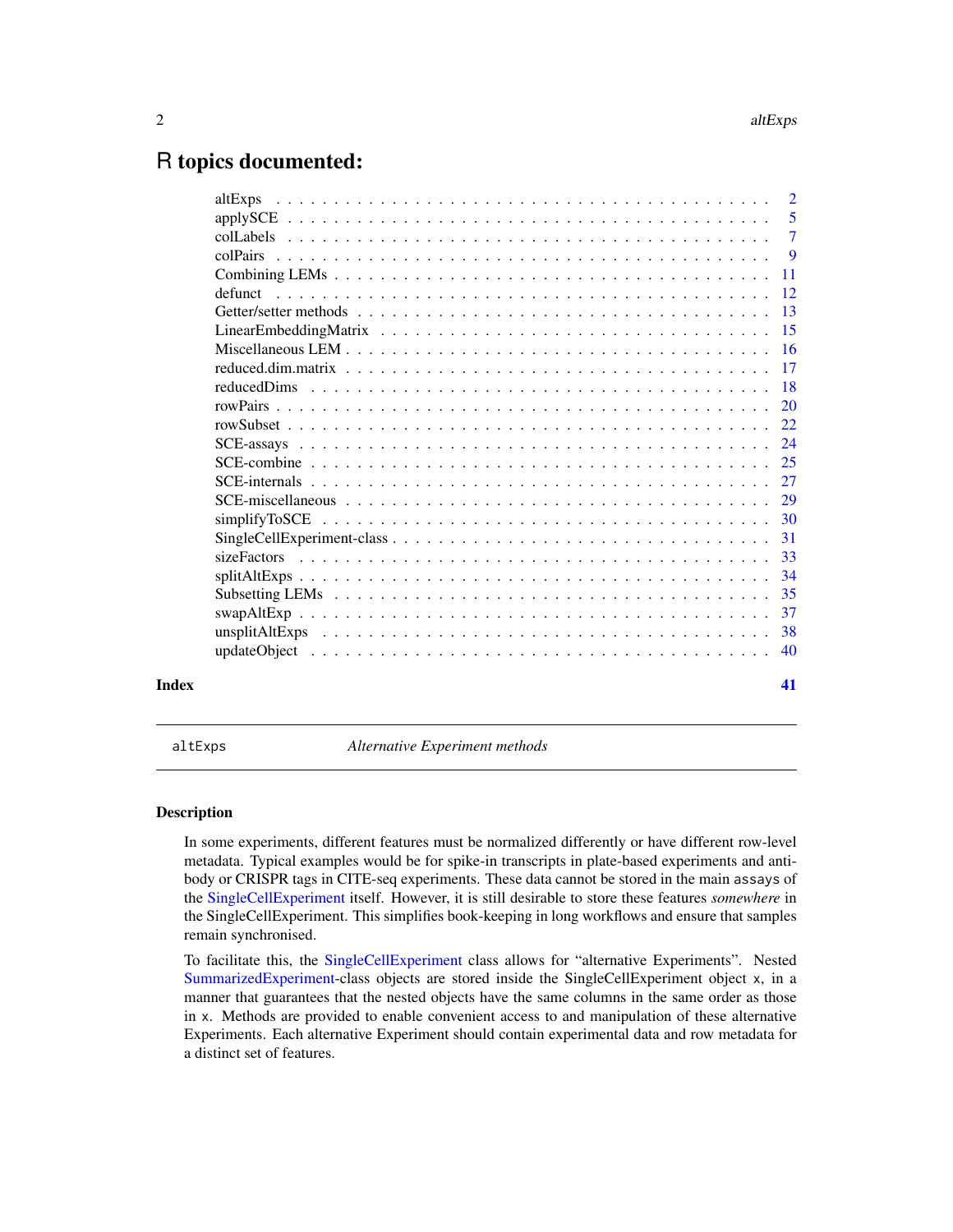# R topics documented:

| | |
|---|---|
| altExps | 2 |
| applySCE | 5 |
| colLabels | 7 |
| colPairs | 9 |
| Combining LEMs | 11 |
| defunct | 12 |
| Getter/setter methods | 13 |
| LinearEmbeddingMatrix | 15 |
| Miscellaneous LEM | 16 |
| reduced.dim.matrix | 17 |
| reducedDims | 18 |
| rowPairs | 20 |
| rowSubset | 22 |
| SCE-assays | 24 |
| SCE-combine | 25 |
| SCE-internals | 27 |
| SCE-miscellaneous | 29 |
| simplifyToSCE | 30 |
| SingleCellExperiment-class | 31 |
| sizeFactors | 33 |
| splitAltExps | 34 |
| Subsetting LEMs | 35 |
| swapAltExp | 37 |
| unsplitAltExps | 38 |
| updateObject | 40 |
| **Index** | **41** |

---

`altExps` *Alternative Experiment methods*

---

## Description

In some experiments, different features must be normalized differently or have different row-level metadata. Typical examples would be for spike-in transcripts in plate-based experiments and antibody or CRISPR tags in CITE-seq experiments. These data cannot be stored in the main `assays` of the SingleCellExperiment itself. However, it is still desirable to store these features *somewhere* in the SingleCellExperiment. This simplifies book-keeping in long workflows and ensure that samples remain synchronised.

To facilitate this, the SingleCellExperiment class allows for "alternative Experiments". Nested SummarizedExperiment-class objects are stored inside the SingleCellExperiment object `x`, in a manner that guarantees that the nested objects have the same columns in the same order as those in `x`. Methods are provided to enable convenient access to and manipulation of these alternative Experiments. Each alternative Experiment should contain experimental data and row metadata for a distinct set of features.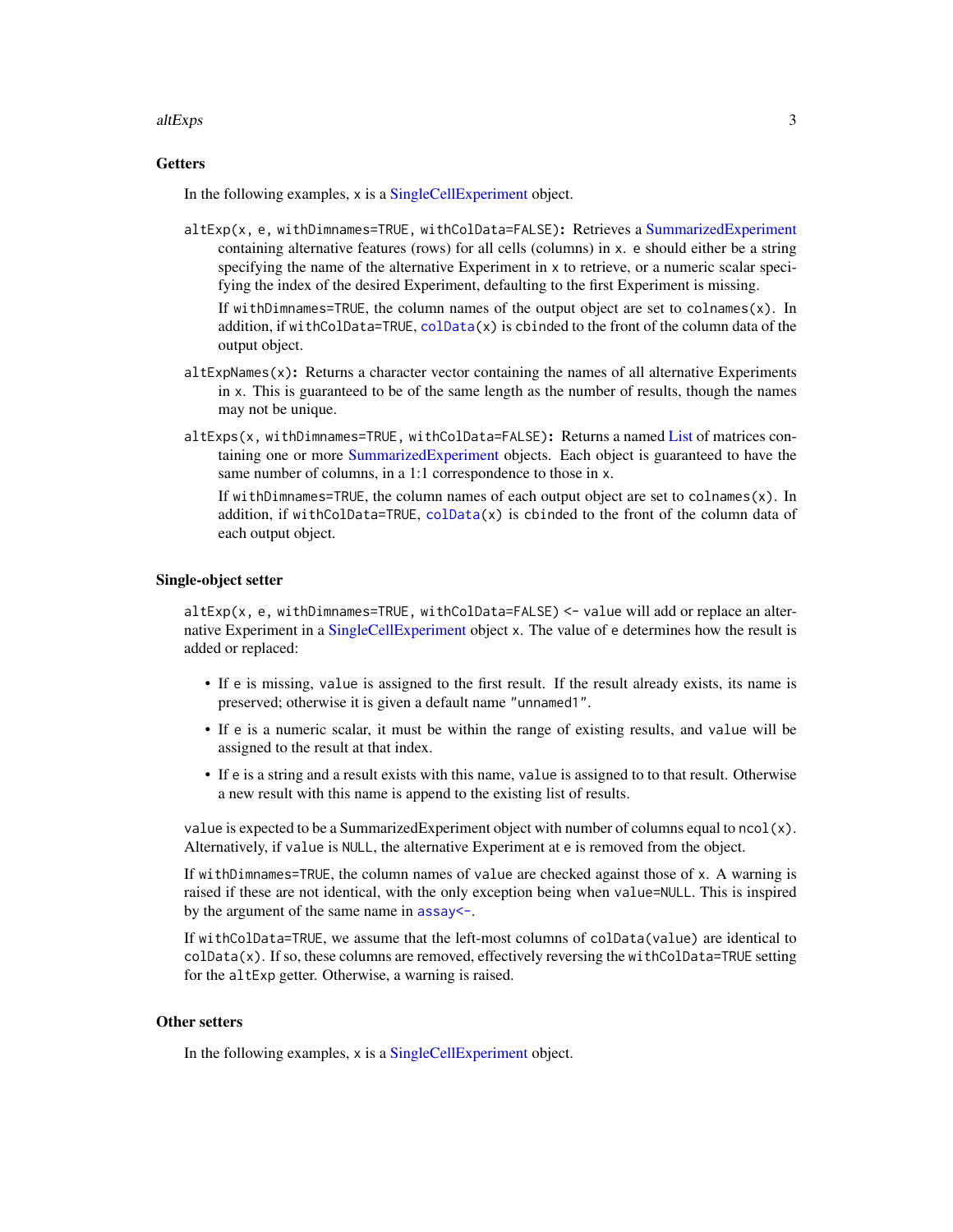### Getters

In the following examples, `x` is a SingleCellExperiment object.

`altExp(x, e, withDimnames=TRUE, withColData=FALSE)`: Retrieves a SummarizedExperiment containing alternative features (rows) for all cells (columns) in `x`. `e` should either be a string specifying the name of the alternative Experiment in `x` to retrieve, or a numeric scalar specifying the index of the desired Experiment, defaulting to the first Experiment is missing.

If `withDimnames=TRUE`, the column names of the output object are set to `colnames(x)`. In addition, if `withColData=TRUE`, `colData(x)` is cbinded to the front of the column data of the output object.

`altExpNames(x)`: Returns a character vector containing the names of all alternative Experiments in `x`. This is guaranteed to be of the same length as the number of results, though the names may not be unique.

`altExps(x, withDimnames=TRUE, withColData=FALSE)`: Returns a named List of matrices containing one or more SummarizedExperiment objects. Each object is guaranteed to have the same number of columns, in a 1:1 correspondence to those in `x`.

If `withDimnames=TRUE`, the column names of each output object are set to `colnames(x)`. In addition, if `withColData=TRUE`, `colData(x)` is cbinded to the front of the column data of each output object.

### Single-object setter

`altExp(x, e, withDimnames=TRUE, withColData=FALSE) <- value` will add or replace an alternative Experiment in a SingleCellExperiment object `x`. The value of `e` determines how the result is added or replaced:

- If `e` is missing, `value` is assigned to the first result. If the result already exists, its name is preserved; otherwise it is given a default name `"unnamed1"`.
- If `e` is a numeric scalar, it must be within the range of existing results, and `value` will be assigned to the result at that index.
- If `e` is a string and a result exists with this name, `value` is assigned to to that result. Otherwise a new result with this name is append to the existing list of results.

`value` is expected to be a SummarizedExperiment object with number of columns equal to `ncol(x)`. Alternatively, if `value` is `NULL`, the alternative Experiment at `e` is removed from the object.

If `withDimnames=TRUE`, the column names of `value` are checked against those of `x`. A warning is raised if these are not identical, with the only exception being when `value=NULL`. This is inspired by the argument of the same name in `assay<-`.

If `withColData=TRUE`, we assume that the left-most columns of `colData(value)` are identical to `colData(x)`. If so, these columns are removed, effectively reversing the `withColData=TRUE` setting for the `altExp` getter. Otherwise, a warning is raised.

### Other setters

In the following examples, `x` is a SingleCellExperiment object.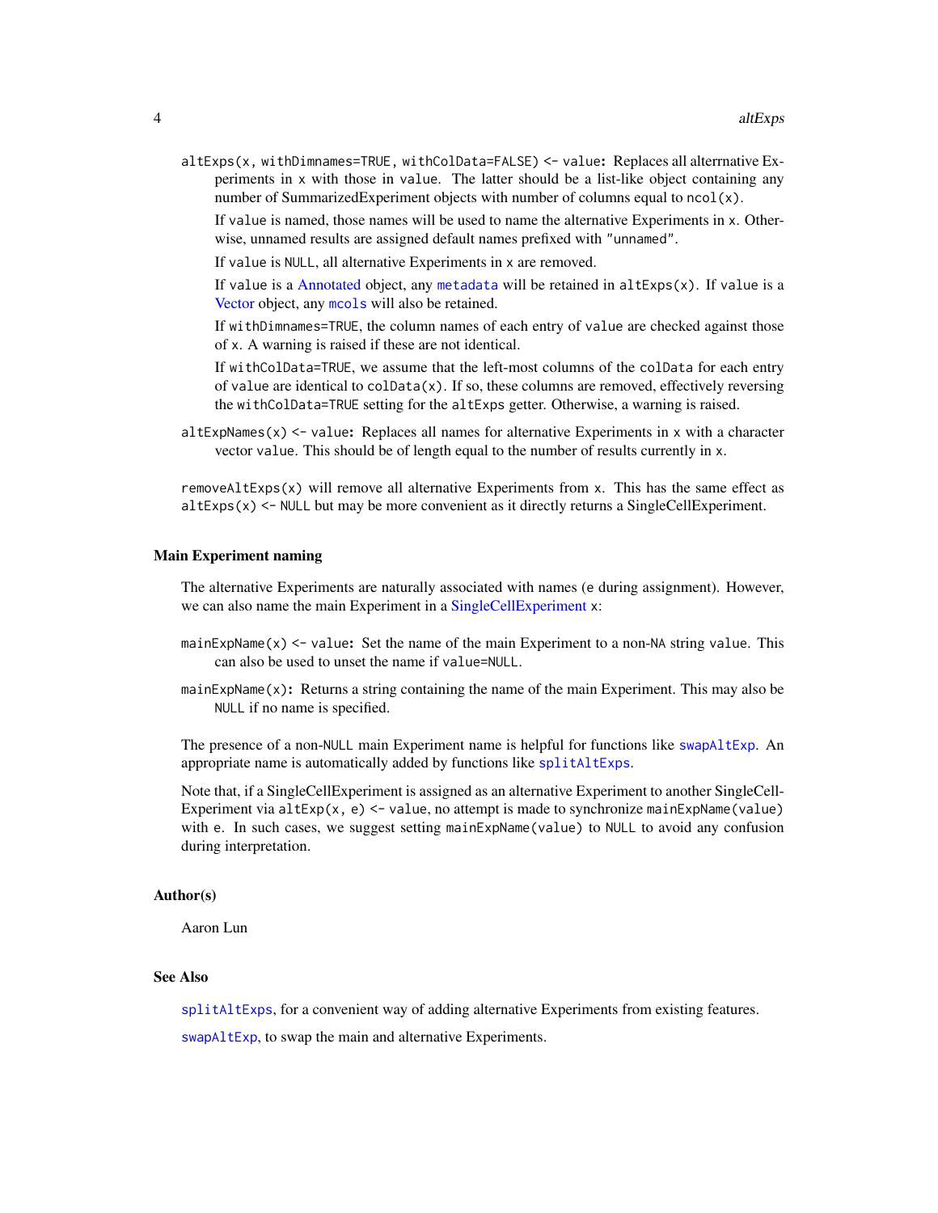`altExps(x, withDimnames=TRUE, withColData=FALSE) <- value`: Replaces all alterrnative Experiments in `x` with those in `value`. The latter should be a list-like object containing any number of SummarizedExperiment objects with number of columns equal to `ncol(x)`.

If `value` is named, those names will be used to name the alternative Experiments in `x`. Otherwise, unnamed results are assigned default names prefixed with `"unnamed"`.

If `value` is `NULL`, all alternative Experiments in `x` are removed.

If `value` is a Annotated object, any `metadata` will be retained in `altExps(x)`. If `value` is a Vector object, any `mcols` will also be retained.

If `withDimnames=TRUE`, the column names of each entry of `value` are checked against those of `x`. A warning is raised if these are not identical.

If `withColData=TRUE`, we assume that the left-most columns of the `colData` for each entry of `value` are identical to `colData(x)`. If so, these columns are removed, effectively reversing the `withColData=TRUE` setting for the `altExps` getter. Otherwise, a warning is raised.

`altExpNames(x) <- value`: Replaces all names for alternative Experiments in `x` with a character vector `value`. This should be of length equal to the number of results currently in `x`.

`removeAltExps(x)` will remove all alternative Experiments from `x`. This has the same effect as `altExps(x) <- NULL` but may be more convenient as it directly returns a SingleCellExperiment.

### Main Experiment naming

The alternative Experiments are naturally associated with names (`e` during assignment). However, we can also name the main Experiment in a SingleCellExperiment `x`:

`mainExpName(x) <- value`: Set the name of the main Experiment to a non-`NA` string `value`. This can also be used to unset the name if `value=NULL`.

`mainExpName(x)`: Returns a string containing the name of the main Experiment. This may also be `NULL` if no name is specified.

The presence of a non-`NULL` main Experiment name is helpful for functions like `swapAltExp`. An appropriate name is automatically added by functions like `splitAltExps`.

Note that, if a SingleCellExperiment is assigned as an alternative Experiment to another SingleCellExperiment via `altExp(x, e) <- value`, no attempt is made to synchronize `mainExpName(value)` with `e`. In such cases, we suggest setting `mainExpName(value)` to `NULL` to avoid any confusion during interpretation.

### Author(s)

Aaron Lun

### See Also

`splitAltExps`, for a convenient way of adding alternative Experiments from existing features.

`swapAltExp`, to swap the main and alternative Experiments.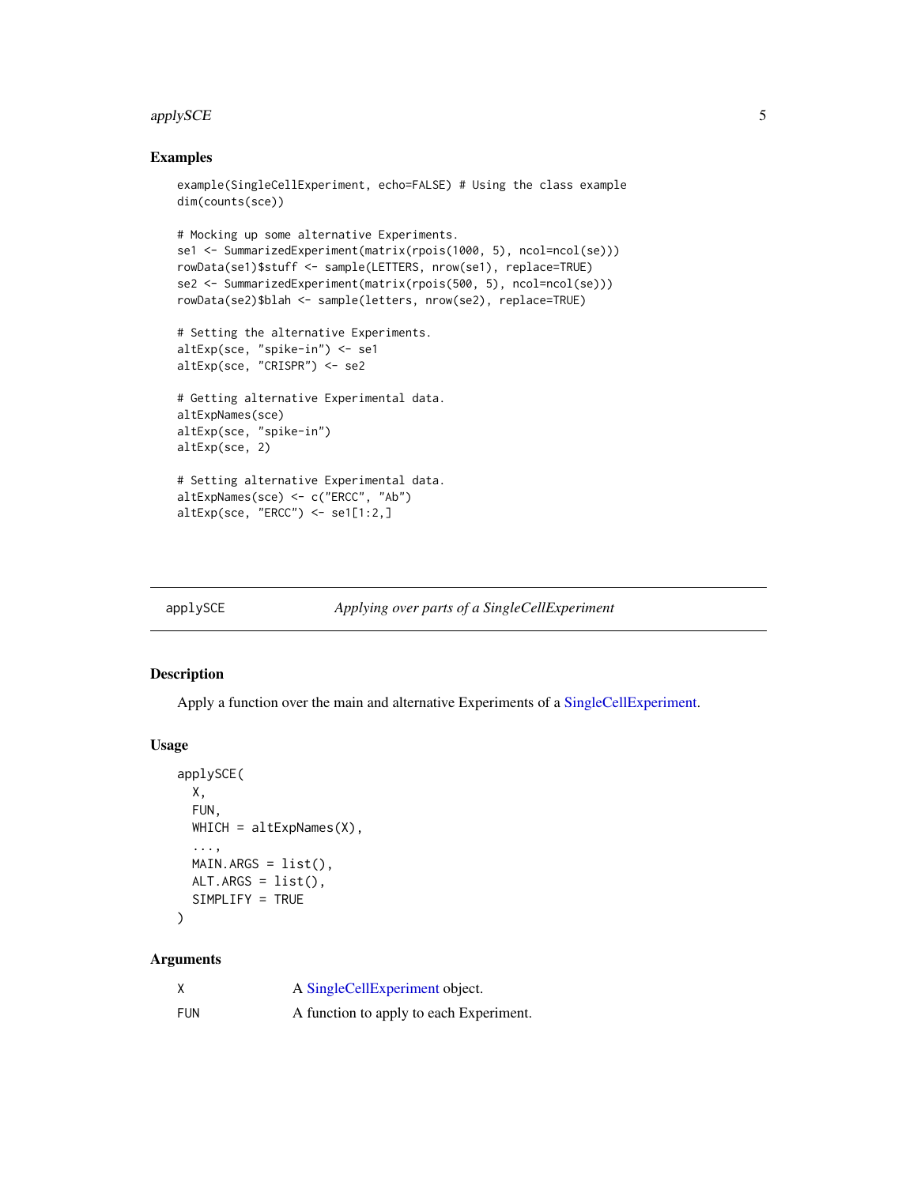## Examples

```
example(SingleCellExperiment, echo=FALSE) # Using the class example
dim(counts(sce))

# Mocking up some alternative Experiments.
se1 <- SummarizedExperiment(matrix(rpois(1000, 5), ncol=ncol(se)))
rowData(se1)$stuff <- sample(LETTERS, nrow(se1), replace=TRUE)
se2 <- SummarizedExperiment(matrix(rpois(500, 5), ncol=ncol(se)))
rowData(se2)$blah <- sample(letters, nrow(se2), replace=TRUE)

# Setting the alternative Experiments.
altExp(sce, "spike-in") <- se1
altExp(sce, "CRISPR") <- se2

# Getting alternative Experimental data.
altExpNames(sce)
altExp(sce, "spike-in")
altExp(sce, 2)

# Setting alternative Experimental data.
altExpNames(sce) <- c("ERCC", "Ab")
altExp(sce, "ERCC") <- se1[1:2,]
```

---

# applySCE — *Applying over parts of a SingleCellExperiment*

---

## Description

Apply a function over the main and alternative Experiments of a SingleCellExperiment.

## Usage

```
applySCE(
  X,
  FUN,
  WHICH = altExpNames(X),
  ...,
  MAIN.ARGS = list(),
  ALT.ARGS = list(),
  SIMPLIFY = TRUE
)
```

## Arguments

| | |
|---|---|
| X | A SingleCellExperiment object. |
| FUN | A function to apply to each Experiment. |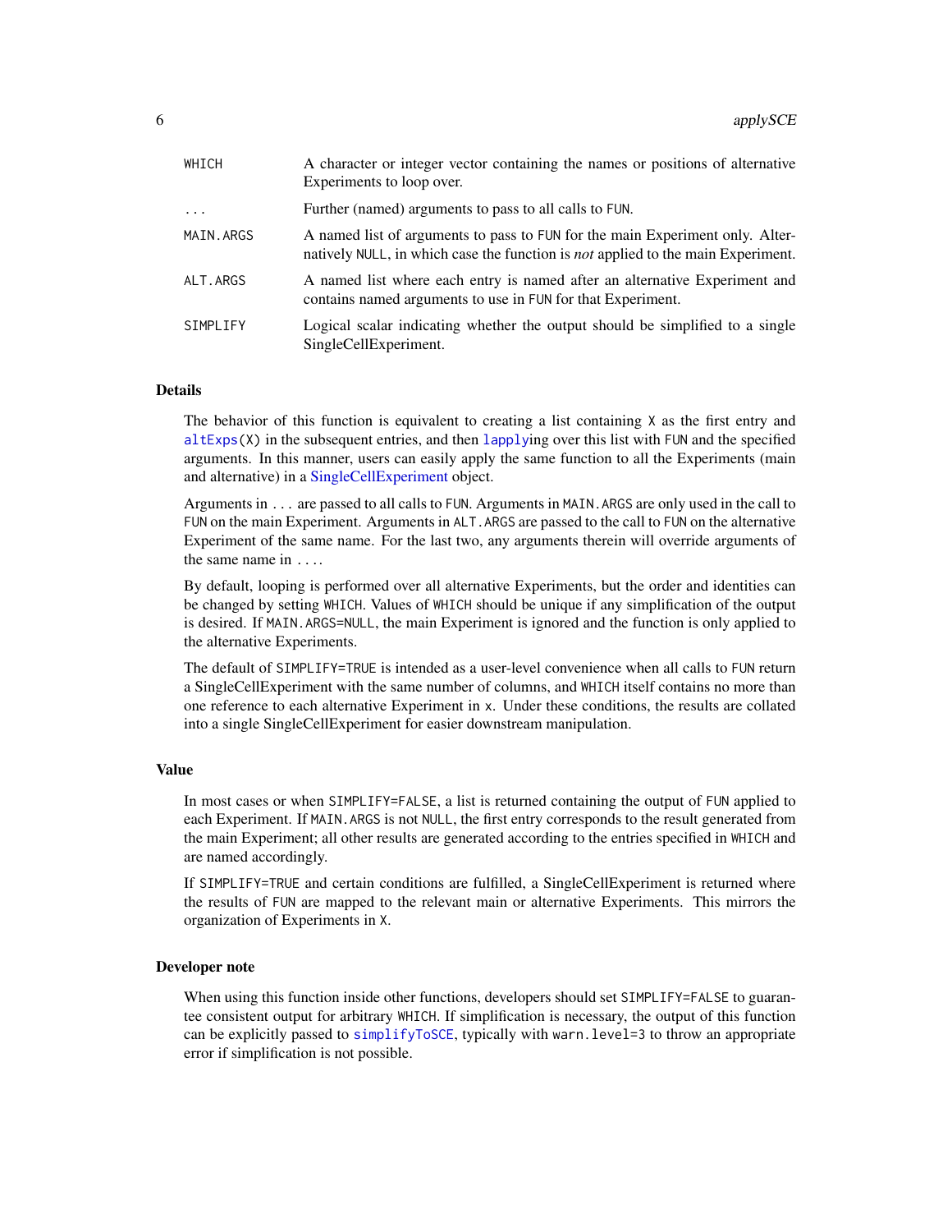| | |
|---|---|
| `WHICH` | A character or integer vector containing the names or positions of alternative Experiments to loop over. |
| `...` | Further (named) arguments to pass to all calls to `FUN`. |
| `MAIN.ARGS` | A named list of arguments to pass to `FUN` for the main Experiment only. Alternatively `NULL`, in which case the function is *not* applied to the main Experiment. |
| `ALT.ARGS` | A named list where each entry is named after an alternative Experiment and contains named arguments to use in `FUN` for that Experiment. |
| `SIMPLIFY` | Logical scalar indicating whether the output should be simplified to a single SingleCellExperiment. |

## Details

The behavior of this function is equivalent to creating a list containing `X` as the first entry and `altExps(X)` in the subsequent entries, and then `lapply`ing over this list with `FUN` and the specified arguments. In this manner, users can easily apply the same function to all the Experiments (main and alternative) in a SingleCellExperiment object.

Arguments in `...` are passed to all calls to `FUN`. Arguments in `MAIN.ARGS` are only used in the call to `FUN` on the main Experiment. Arguments in `ALT.ARGS` are passed to the call to `FUN` on the alternative Experiment of the same name. For the last two, any arguments therein will override arguments of the same name in `...`.

By default, looping is performed over all alternative Experiments, but the order and identities can be changed by setting `WHICH`. Values of `WHICH` should be unique if any simplification of the output is desired. If `MAIN.ARGS=NULL`, the main Experiment is ignored and the function is only applied to the alternative Experiments.

The default of `SIMPLIFY=TRUE` is intended as a user-level convenience when all calls to `FUN` return a SingleCellExperiment with the same number of columns, and `WHICH` itself contains no more than one reference to each alternative Experiment in `x`. Under these conditions, the results are collated into a single SingleCellExperiment for easier downstream manipulation.

## Value

In most cases or when `SIMPLIFY=FALSE`, a list is returned containing the output of `FUN` applied to each Experiment. If `MAIN.ARGS` is not `NULL`, the first entry corresponds to the result generated from the main Experiment; all other results are generated according to the entries specified in `WHICH` and are named accordingly.

If `SIMPLIFY=TRUE` and certain conditions are fulfilled, a SingleCellExperiment is returned where the results of `FUN` are mapped to the relevant main or alternative Experiments. This mirrors the organization of Experiments in `X`.

## Developer note

When using this function inside other functions, developers should set `SIMPLIFY=FALSE` to guarantee consistent output for arbitrary `WHICH`. If simplification is necessary, the output of this function can be explicitly passed to `simplifyToSCE`, typically with `warn.level=3` to throw an appropriate error if simplification is not possible.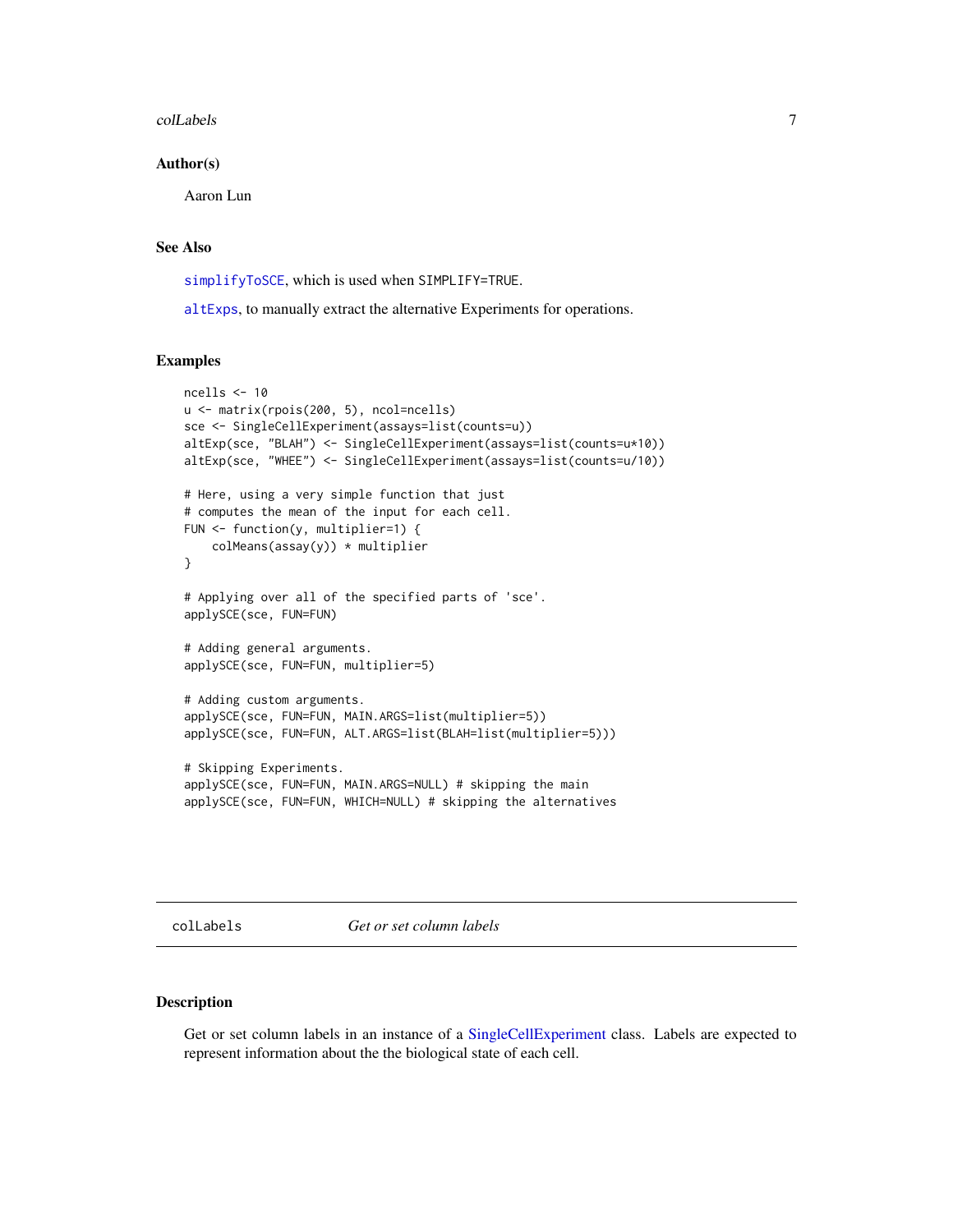### Author(s)

Aaron Lun

### See Also

simplifyToSCE, which is used when SIMPLIFY=TRUE.

altExps, to manually extract the alternative Experiments for operations.

### Examples

```
ncells <- 10
u <- matrix(rpois(200, 5), ncol=ncells)
sce <- SingleCellExperiment(assays=list(counts=u))
altExp(sce, "BLAH") <- SingleCellExperiment(assays=list(counts=u*10))
altExp(sce, "WHEE") <- SingleCellExperiment(assays=list(counts=u/10))

# Here, using a very simple function that just
# computes the mean of the input for each cell.
FUN <- function(y, multiplier=1) {
    colMeans(assay(y)) * multiplier
}

# Applying over all of the specified parts of 'sce'.
applySCE(sce, FUN=FUN)

# Adding general arguments.
applySCE(sce, FUN=FUN, multiplier=5)

# Adding custom arguments.
applySCE(sce, FUN=FUN, MAIN.ARGS=list(multiplier=5))
applySCE(sce, FUN=FUN, ALT.ARGS=list(BLAH=list(multiplier=5)))

# Skipping Experiments.
applySCE(sce, FUN=FUN, MAIN.ARGS=NULL) # skipping the main
applySCE(sce, FUN=FUN, WHICH=NULL) # skipping the alternatives
```

---

## colLabels — *Get or set column labels*

### Description

Get or set column labels in an instance of a SingleCellExperiment class. Labels are expected to represent information about the the biological state of each cell.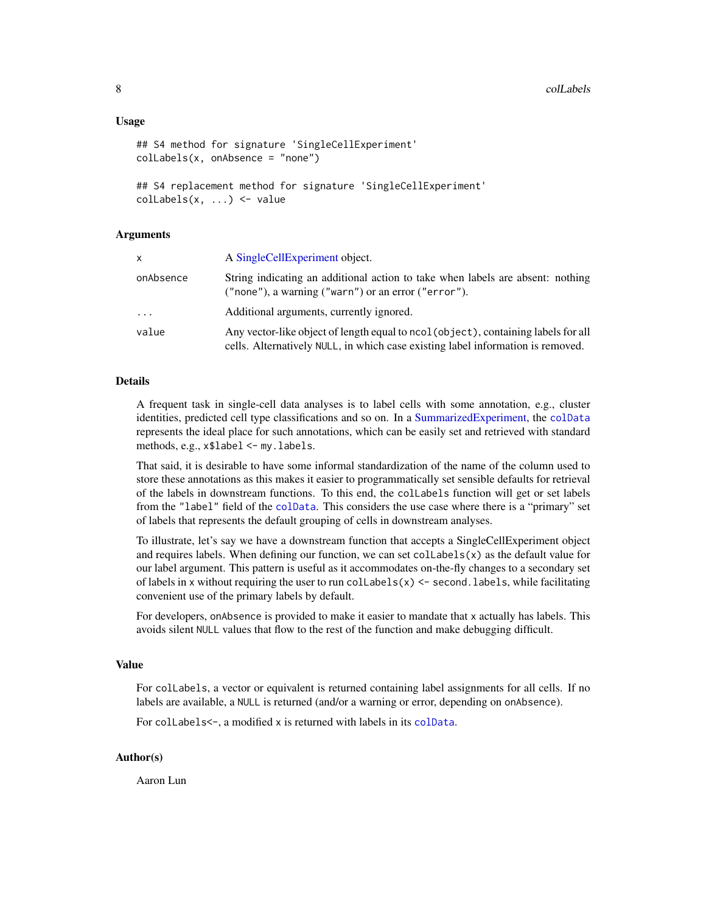## Usage

```
## S4 method for signature 'SingleCellExperiment'
colLabels(x, onAbsence = "none")

## S4 replacement method for signature 'SingleCellExperiment'
colLabels(x, ...) <- value
```

## Arguments

| | |
|---|---|
| `x` | A SingleCellExperiment object. |
| `onAbsence` | String indicating an additional action to take when labels are absent: nothing (`"none"`), a warning (`"warn"`) or an error (`"error"`). |
| `...` | Additional arguments, currently ignored. |
| `value` | Any vector-like object of length equal to `ncol(object)`, containing labels for all cells. Alternatively `NULL`, in which case existing label information is removed. |

## Details

A frequent task in single-cell data analyses is to label cells with some annotation, e.g., cluster identities, predicted cell type classifications and so on. In a SummarizedExperiment, the `colData` represents the ideal place for such annotations, which can be easily set and retrieved with standard methods, e.g., `x$label <- my.labels`.

That said, it is desirable to have some informal standardization of the name of the column used to store these annotations as this makes it easier to programmatically set sensible defaults for retrieval of the labels in downstream functions. To this end, the `colLabels` function will get or set labels from the `"label"` field of the `colData`. This considers the use case where there is a "primary" set of labels that represents the default grouping of cells in downstream analyses.

To illustrate, let's say we have a downstream function that accepts a SingleCellExperiment object and requires labels. When defining our function, we can set `colLabels(x)` as the default value for our label argument. This pattern is useful as it accommodates on-the-fly changes to a secondary set of labels in `x` without requiring the user to run `colLabels(x) <- second.labels`, while facilitating convenient use of the primary labels by default.

For developers, `onAbsence` is provided to make it easier to mandate that `x` actually has labels. This avoids silent `NULL` values that flow to the rest of the function and make debugging difficult.

## Value

For `colLabels`, a vector or equivalent is returned containing label assignments for all cells. If no labels are available, a `NULL` is returned (and/or a warning or error, depending on `onAbsence`).

For `colLabels<-`, a modified `x` is returned with labels in its `colData`.

## Author(s)

Aaron Lun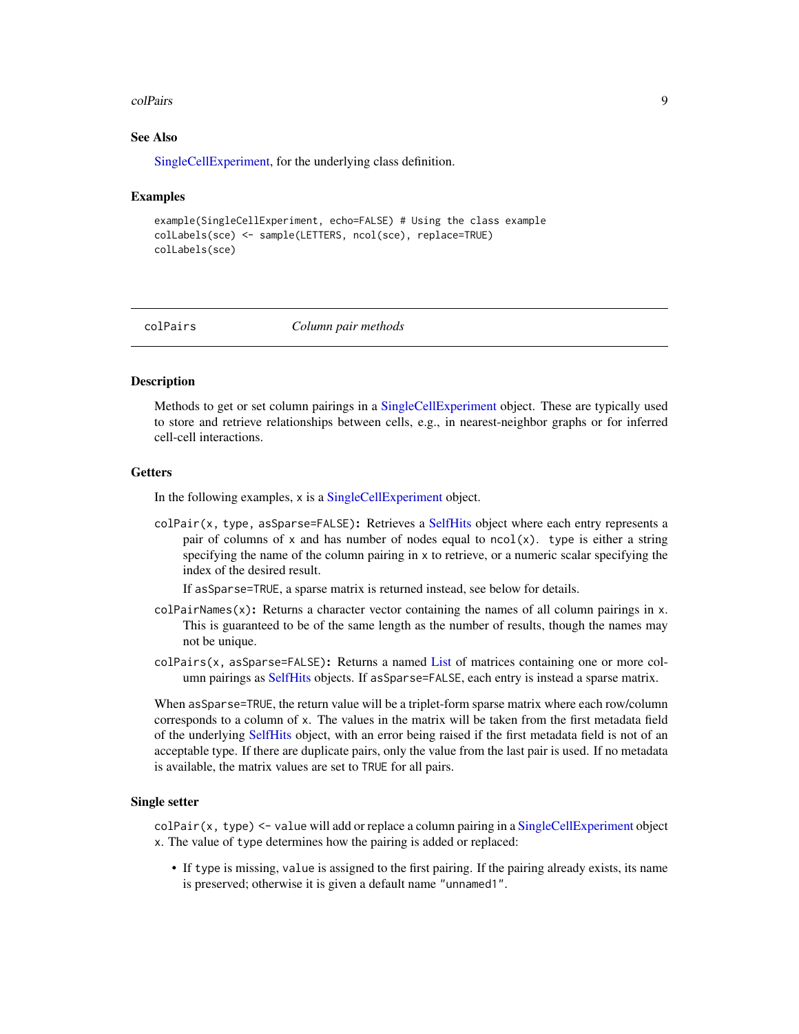## See Also

SingleCellExperiment, for the underlying class definition.

## Examples

```
example(SingleCellExperiment, echo=FALSE) # Using the class example
colLabels(sce) <- sample(LETTERS, ncol(sce), replace=TRUE)
colLabels(sce)
```

---

# colPairs *Column pair methods*

---

## Description

Methods to get or set column pairings in a SingleCellExperiment object. These are typically used to store and retrieve relationships between cells, e.g., in nearest-neighbor graphs or for inferred cell-cell interactions.

## Getters

In the following examples, `x` is a SingleCellExperiment object.

**`colPair(x, type, asSparse=FALSE)`:** Retrieves a SelfHits object where each entry represents a pair of columns of `x` and has number of nodes equal to `ncol(x)`. `type` is either a string specifying the name of the column pairing in `x` to retrieve, or a numeric scalar specifying the index of the desired result.

If `asSparse=TRUE`, a sparse matrix is returned instead, see below for details.

**`colPairNames(x)`:** Returns a character vector containing the names of all column pairings in `x`. This is guaranteed to be of the same length as the number of results, though the names may not be unique.

**`colPairs(x, asSparse=FALSE)`:** Returns a named List of matrices containing one or more column pairings as SelfHits objects. If `asSparse=FALSE`, each entry is instead a sparse matrix.

When `asSparse=TRUE`, the return value will be a triplet-form sparse matrix where each row/column corresponds to a column of `x`. The values in the matrix will be taken from the first metadata field of the underlying SelfHits object, with an error being raised if the first metadata field is not of an acceptable type. If there are duplicate pairs, only the value from the last pair is used. If no metadata is available, the matrix values are set to `TRUE` for all pairs.

## Single setter

`colPair(x, type) <- value` will add or replace a column pairing in a SingleCellExperiment object `x`. The value of `type` determines how the pairing is added or replaced:

- If `type` is missing, `value` is assigned to the first pairing. If the pairing already exists, its name is preserved; otherwise it is given a default name `"unnamed1"`.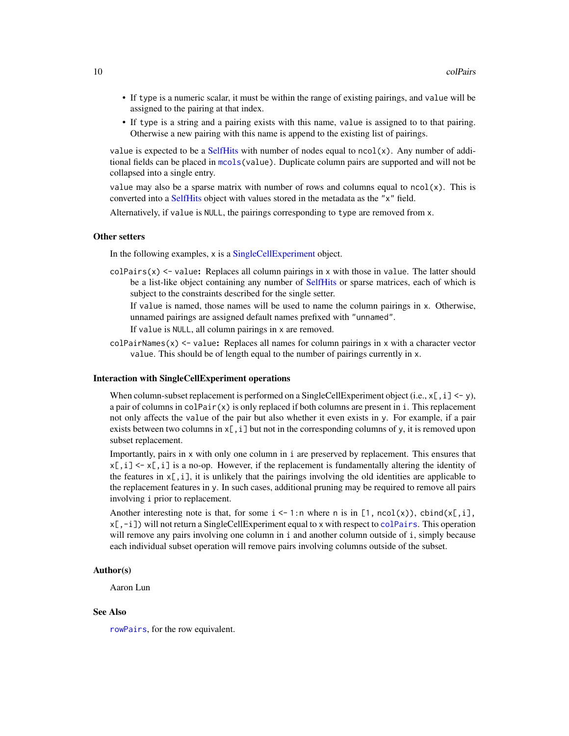- If `type` is a numeric scalar, it must be within the range of existing pairings, and `value` will be assigned to the pairing at that index.
- If `type` is a string and a pairing exists with this name, `value` is assigned to to that pairing. Otherwise a new pairing with this name is append to the existing list of pairings.

`value` is expected to be a SelfHits with number of nodes equal to `ncol(x)`. Any number of additional fields can be placed in `mcols(value)`. Duplicate column pairs are supported and will not be collapsed into a single entry.

`value` may also be a sparse matrix with number of rows and columns equal to `ncol(x)`. This is converted into a SelfHits object with values stored in the metadata as the `"x"` field.

Alternatively, if `value` is `NULL`, the pairings corresponding to `type` are removed from `x`.

### Other setters

In the following examples, `x` is a SingleCellExperiment object.

`colPairs(x) <- value`: Replaces all column pairings in `x` with those in `value`. The latter should be a list-like object containing any number of SelfHits or sparse matrices, each of which is subject to the constraints described for the single setter.

If `value` is named, those names will be used to name the column pairings in `x`. Otherwise, unnamed pairings are assigned default names prefixed with `"unnamed"`.

If `value` is `NULL`, all column pairings in `x` are removed.

`colPairNames(x) <- value`: Replaces all names for column pairings in `x` with a character vector `value`. This should be of length equal to the number of pairings currently in `x`.

### Interaction with SingleCellExperiment operations

When column-subset replacement is performed on a SingleCellExperiment object (i.e., `x[,i] <- y`), a pair of columns in `colPair(x)` is only replaced if both columns are present in `i`. This replacement not only affects the `value` of the pair but also whether it even exists in `y`. For example, if a pair exists between two columns in `x[,i]` but not in the corresponding columns of `y`, it is removed upon subset replacement.

Importantly, pairs in `x` with only one column in `i` are preserved by replacement. This ensures that `x[,i] <- x[,i]` is a no-op. However, if the replacement is fundamentally altering the identity of the features in `x[,i]`, it is unlikely that the pairings involving the old identities are applicable to the replacement features in `y`. In such cases, additional pruning may be required to remove all pairs involving `i` prior to replacement.

Another interesting note is that, for some `i <- 1:n` where `n` is in `[1, ncol(x))`, `cbind(x[,i], x[,-i])` will not return a SingleCellExperiment equal to `x` with respect to `colPairs`. This operation will remove any pairs involving one column in `i` and another column outside of `i`, simply because each individual subset operation will remove pairs involving columns outside of the subset.

### Author(s)

Aaron Lun

### See Also

`rowPairs`, for the row equivalent.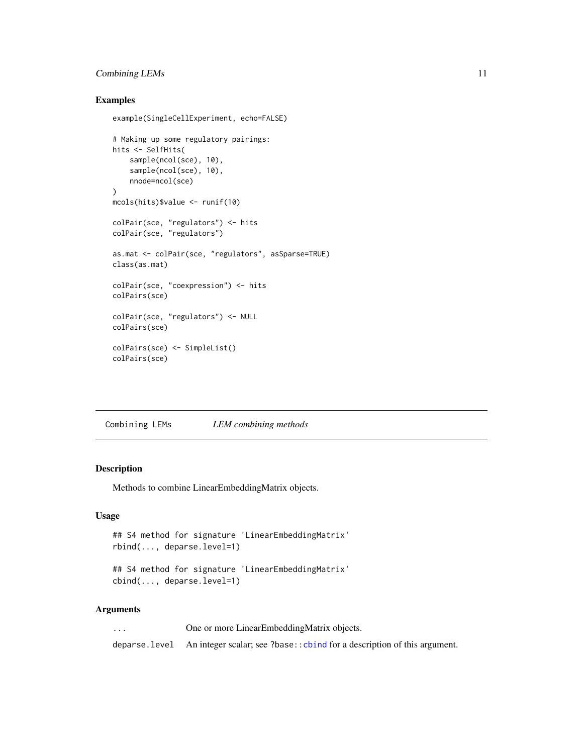## Examples

```
example(SingleCellExperiment, echo=FALSE)

# Making up some regulatory pairings:
hits <- SelfHits(
    sample(ncol(sce), 10),
    sample(ncol(sce), 10),
    nnode=ncol(sce)
)
mcols(hits)$value <- runif(10)

colPair(sce, "regulators") <- hits
colPair(sce, "regulators")

as.mat <- colPair(sce, "regulators", asSparse=TRUE)
class(as.mat)

colPair(sce, "coexpression") <- hits
colPairs(sce)

colPair(sce, "regulators") <- NULL
colPairs(sce)

colPairs(sce) <- SimpleList()
colPairs(sce)
```

---

# Combining LEMs — *LEM combining methods*

---

## Description

Methods to combine LinearEmbeddingMatrix objects.

## Usage

```
## S4 method for signature 'LinearEmbeddingMatrix'
rbind(..., deparse.level=1)

## S4 method for signature 'LinearEmbeddingMatrix'
cbind(..., deparse.level=1)
```

## Arguments

| | |
|---|---|
| `...` | One or more LinearEmbeddingMatrix objects. |
| `deparse.level` | An integer scalar; see `?base::cbind` for a description of this argument. |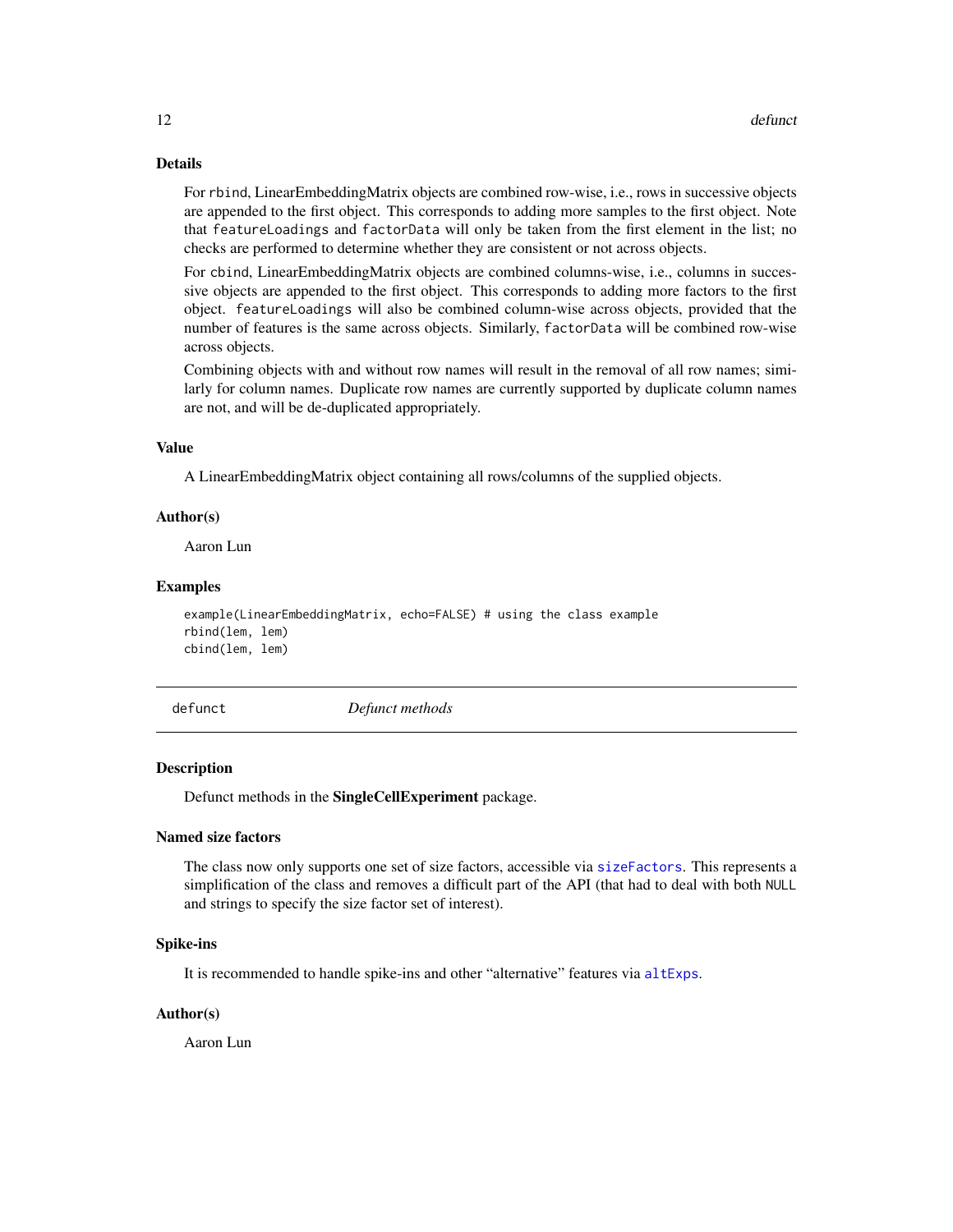## Details

For `rbind`, LinearEmbeddingMatrix objects are combined row-wise, i.e., rows in successive objects are appended to the first object. This corresponds to adding more samples to the first object. Note that `featureLoadings` and `factorData` will only be taken from the first element in the list; no checks are performed to determine whether they are consistent or not across objects.

For `cbind`, LinearEmbeddingMatrix objects are combined columns-wise, i.e., columns in successive objects are appended to the first object. This corresponds to adding more factors to the first object. `featureLoadings` will also be combined column-wise across objects, provided that the number of features is the same across objects. Similarly, `factorData` will be combined row-wise across objects.

Combining objects with and without row names will result in the removal of all row names; similarly for column names. Duplicate row names are currently supported by duplicate column names are not, and will be de-duplicated appropriately.

## Value

A LinearEmbeddingMatrix object containing all rows/columns of the supplied objects.

## Author(s)

Aaron Lun

## Examples

```
example(LinearEmbeddingMatrix, echo=FALSE) # using the class example
rbind(lem, lem)
cbind(lem, lem)
```

---

# defunct *Defunct methods*

## Description

Defunct methods in the **SingleCellExperiment** package.

## Named size factors

The class now only supports one set of size factors, accessible via `sizeFactors`. This represents a simplification of the class and removes a difficult part of the API (that had to deal with both `NULL` and strings to specify the size factor set of interest).

## Spike-ins

It is recommended to handle spike-ins and other "alternative" features via `altExps`.

## Author(s)

Aaron Lun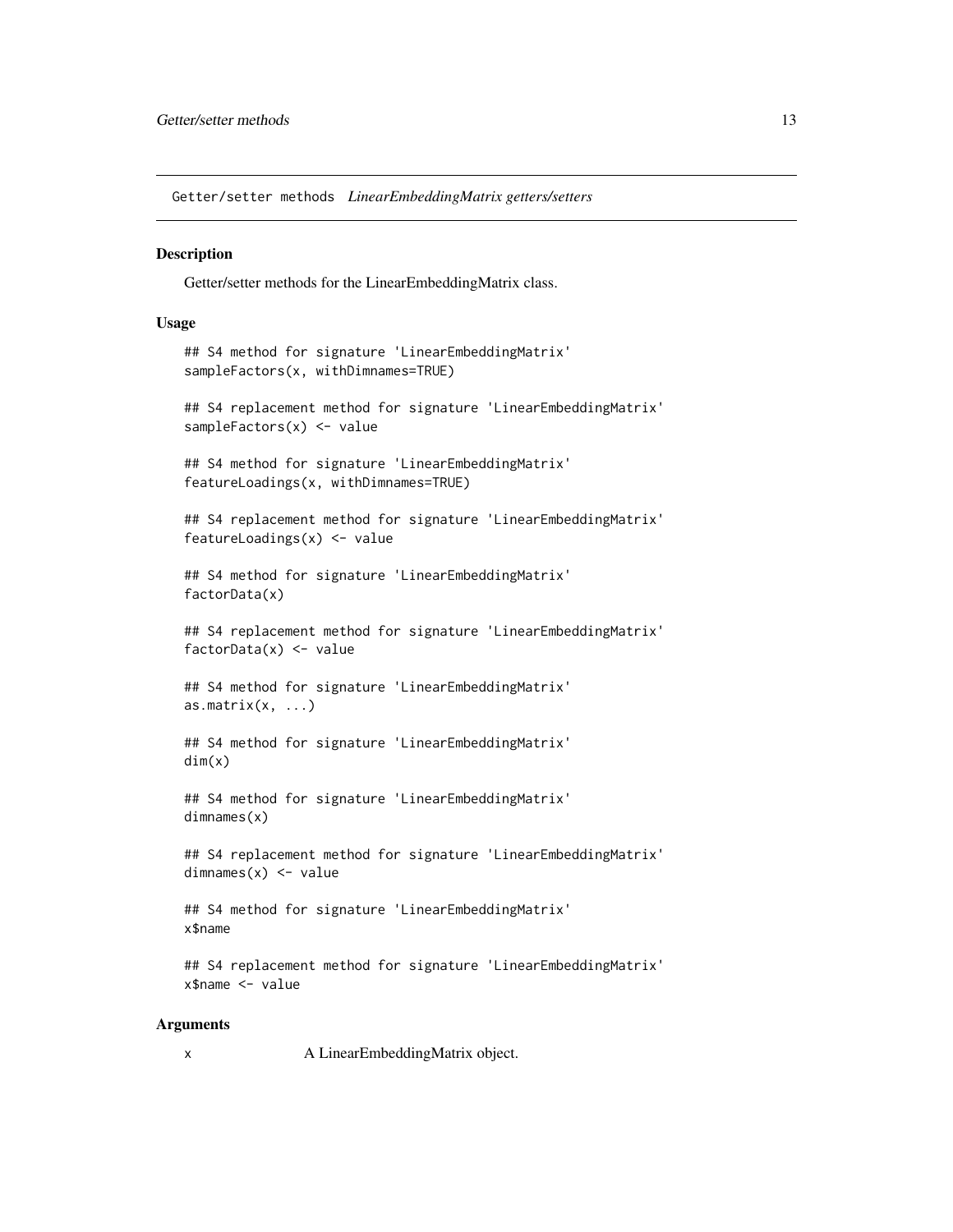# Getter/setter methods *LinearEmbeddingMatrix getters/setters*

## Description

Getter/setter methods for the LinearEmbeddingMatrix class.

## Usage

```
## S4 method for signature 'LinearEmbeddingMatrix'
sampleFactors(x, withDimnames=TRUE)

## S4 replacement method for signature 'LinearEmbeddingMatrix'
sampleFactors(x) <- value

## S4 method for signature 'LinearEmbeddingMatrix'
featureLoadings(x, withDimnames=TRUE)

## S4 replacement method for signature 'LinearEmbeddingMatrix'
featureLoadings(x) <- value

## S4 method for signature 'LinearEmbeddingMatrix'
factorData(x)

## S4 replacement method for signature 'LinearEmbeddingMatrix'
factorData(x) <- value

## S4 method for signature 'LinearEmbeddingMatrix'
as.matrix(x, ...)

## S4 method for signature 'LinearEmbeddingMatrix'
dim(x)

## S4 method for signature 'LinearEmbeddingMatrix'
dimnames(x)

## S4 replacement method for signature 'LinearEmbeddingMatrix'
dimnames(x) <- value

## S4 method for signature 'LinearEmbeddingMatrix'
x$name

## S4 replacement method for signature 'LinearEmbeddingMatrix'
x$name <- value
```

## Arguments

| | |
|---|---|
| `x` | A LinearEmbeddingMatrix object. |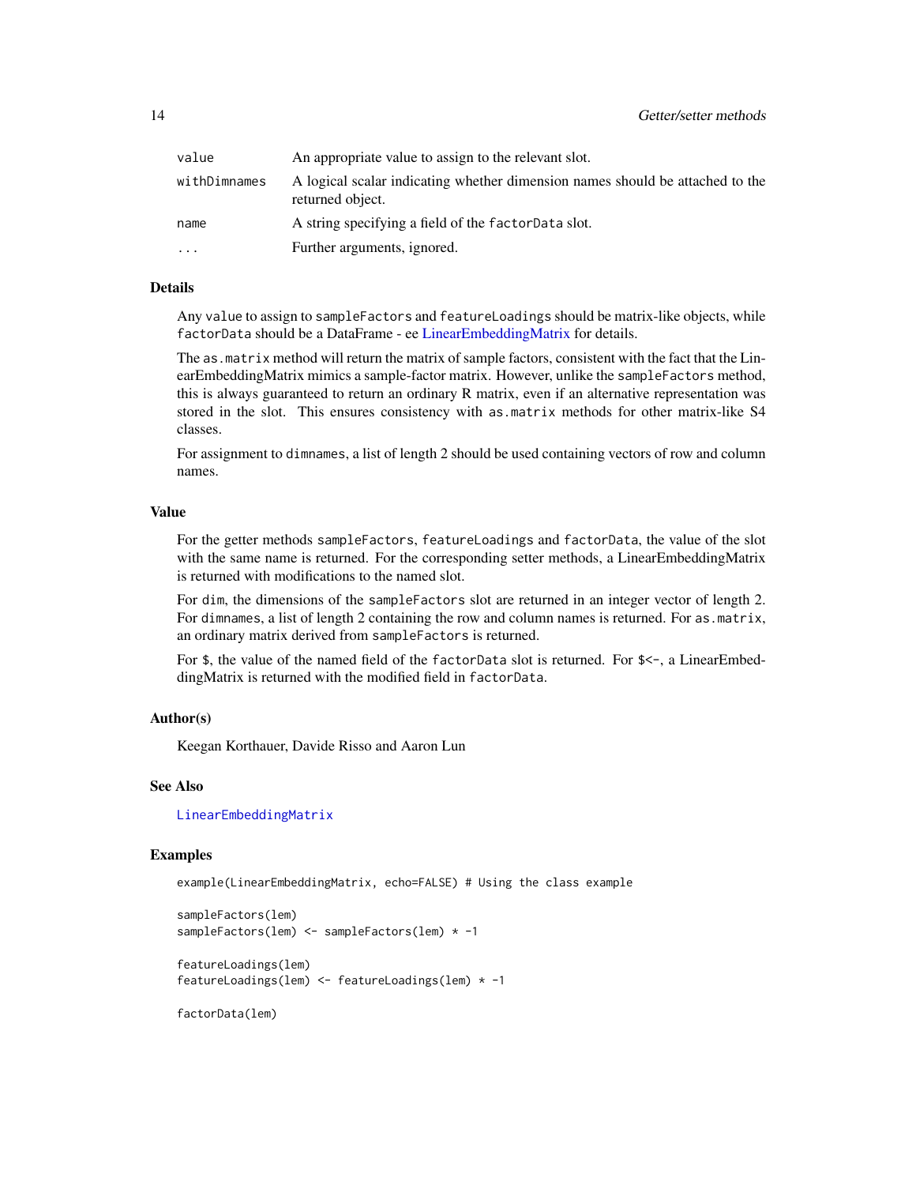| | |
|---|---|
| `value` | An appropriate value to assign to the relevant slot. |
| `withDimnames` | A logical scalar indicating whether dimension names should be attached to the returned object. |
| `name` | A string specifying a field of the `factorData` slot. |
| `...` | Further arguments, ignored. |

## Details

Any `value` to assign to `sampleFactors` and `featureLoadings` should be matrix-like objects, while `factorData` should be a DataFrame - ee LinearEmbeddingMatrix for details.

The `as.matrix` method will return the matrix of sample factors, consistent with the fact that the LinearEmbeddingMatrix mimics a sample-factor matrix. However, unlike the `sampleFactors` method, this is always guaranteed to return an ordinary R matrix, even if an alternative representation was stored in the slot. This ensures consistency with `as.matrix` methods for other matrix-like S4 classes.

For assignment to `dimnames`, a list of length 2 should be used containing vectors of row and column names.

## Value

For the getter methods `sampleFactors`, `featureLoadings` and `factorData`, the value of the slot with the same name is returned. For the corresponding setter methods, a LinearEmbeddingMatrix is returned with modifications to the named slot.

For `dim`, the dimensions of the `sampleFactors` slot are returned in an integer vector of length 2. For `dimnames`, a list of length 2 containing the row and column names is returned. For `as.matrix`, an ordinary matrix derived from `sampleFactors` is returned.

For `$`, the value of the named field of the `factorData` slot is returned. For `$<-`, a LinearEmbeddingMatrix is returned with the modified field in `factorData`.

## Author(s)

Keegan Korthauer, Davide Risso and Aaron Lun

## See Also

`LinearEmbeddingMatrix`

## Examples

```
example(LinearEmbeddingMatrix, echo=FALSE) # Using the class example

sampleFactors(lem)
sampleFactors(lem) <- sampleFactors(lem) * -1

featureLoadings(lem)
featureLoadings(lem) <- featureLoadings(lem) * -1

factorData(lem)
```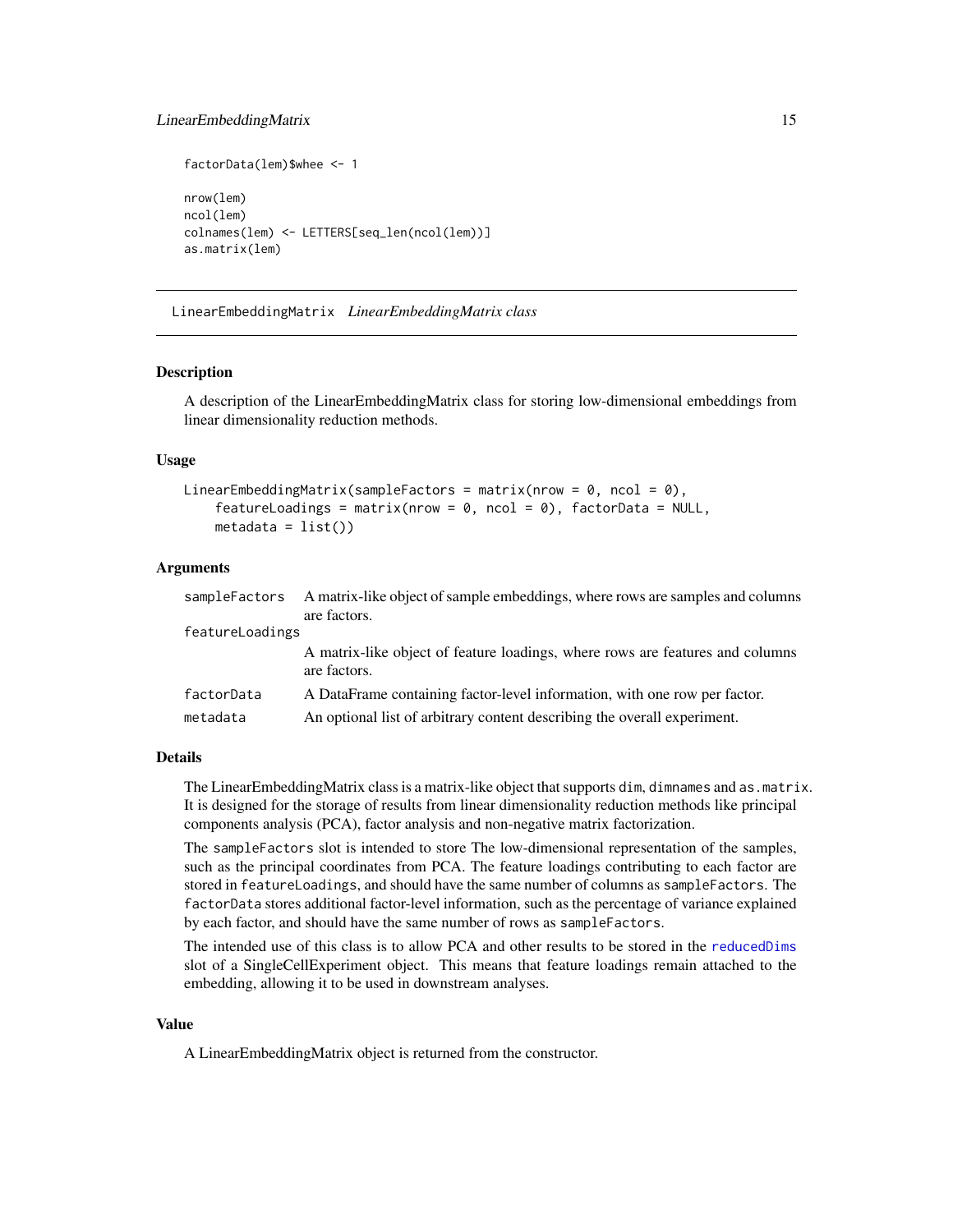```
factorData(lem)$whee <- 1

nrow(lem)
ncol(lem)
colnames(lem) <- LETTERS[seq_len(ncol(lem))]
as.matrix(lem)
```

---

## LinearEmbeddingMatrix *LinearEmbeddingMatrix class*

---

### Description

A description of the LinearEmbeddingMatrix class for storing low-dimensional embeddings from linear dimensionality reduction methods.

### Usage

```
LinearEmbeddingMatrix(sampleFactors = matrix(nrow = 0, ncol = 0),
    featureLoadings = matrix(nrow = 0, ncol = 0), factorData = NULL,
    metadata = list())
```

### Arguments

| | |
|---|---|
| `sampleFactors` | A matrix-like object of sample embeddings, where rows are samples and columns are factors. |
| `featureLoadings` | A matrix-like object of feature loadings, where rows are features and columns are factors. |
| `factorData` | A DataFrame containing factor-level information, with one row per factor. |
| `metadata` | An optional list of arbitrary content describing the overall experiment. |

### Details

The LinearEmbeddingMatrix class is a matrix-like object that supports `dim`, `dimnames` and `as.matrix`. It is designed for the storage of results from linear dimensionality reduction methods like principal components analysis (PCA), factor analysis and non-negative matrix factorization.

The `sampleFactors` slot is intended to store The low-dimensional representation of the samples, such as the principal coordinates from PCA. The feature loadings contributing to each factor are stored in `featureLoadings`, and should have the same number of columns as `sampleFactors`. The `factorData` stores additional factor-level information, such as the percentage of variance explained by each factor, and should have the same number of rows as `sampleFactors`.

The intended use of this class is to allow PCA and other results to be stored in the `reducedDims` slot of a SingleCellExperiment object. This means that feature loadings remain attached to the embedding, allowing it to be used in downstream analyses.

### Value

A LinearEmbeddingMatrix object is returned from the constructor.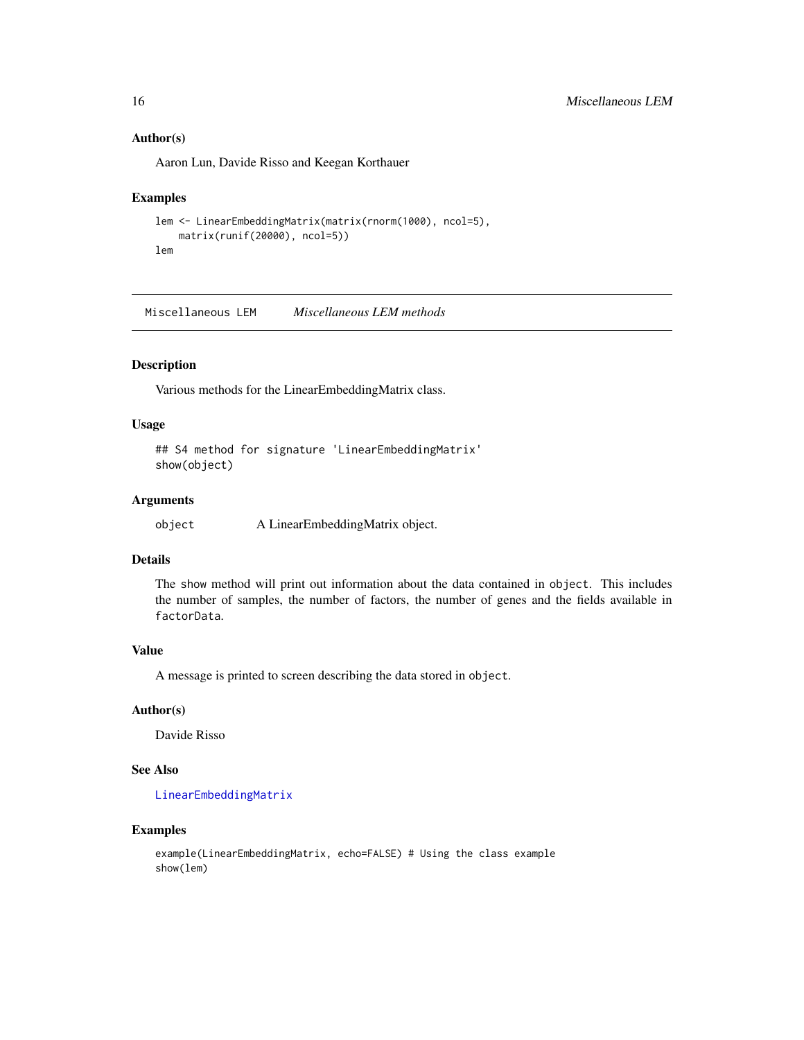### Author(s)

Aaron Lun, Davide Risso and Keegan Korthauer

### Examples

```
lem <- LinearEmbeddingMatrix(matrix(rnorm(1000), ncol=5),
    matrix(runif(20000), ncol=5))
lem
```

---

## Miscellaneous LEM *Miscellaneous LEM methods*

### Description

Various methods for the LinearEmbeddingMatrix class.

### Usage

```
## S4 method for signature 'LinearEmbeddingMatrix'
show(object)
```

### Arguments

| | |
|---|---|
| object | A LinearEmbeddingMatrix object. |

### Details

The show method will print out information about the data contained in `object`. This includes the number of samples, the number of factors, the number of genes and the fields available in `factorData`.

### Value

A message is printed to screen describing the data stored in `object`.

### Author(s)

Davide Risso

### See Also

LinearEmbeddingMatrix

### Examples

```
example(LinearEmbeddingMatrix, echo=FALSE) # Using the class example
show(lem)
```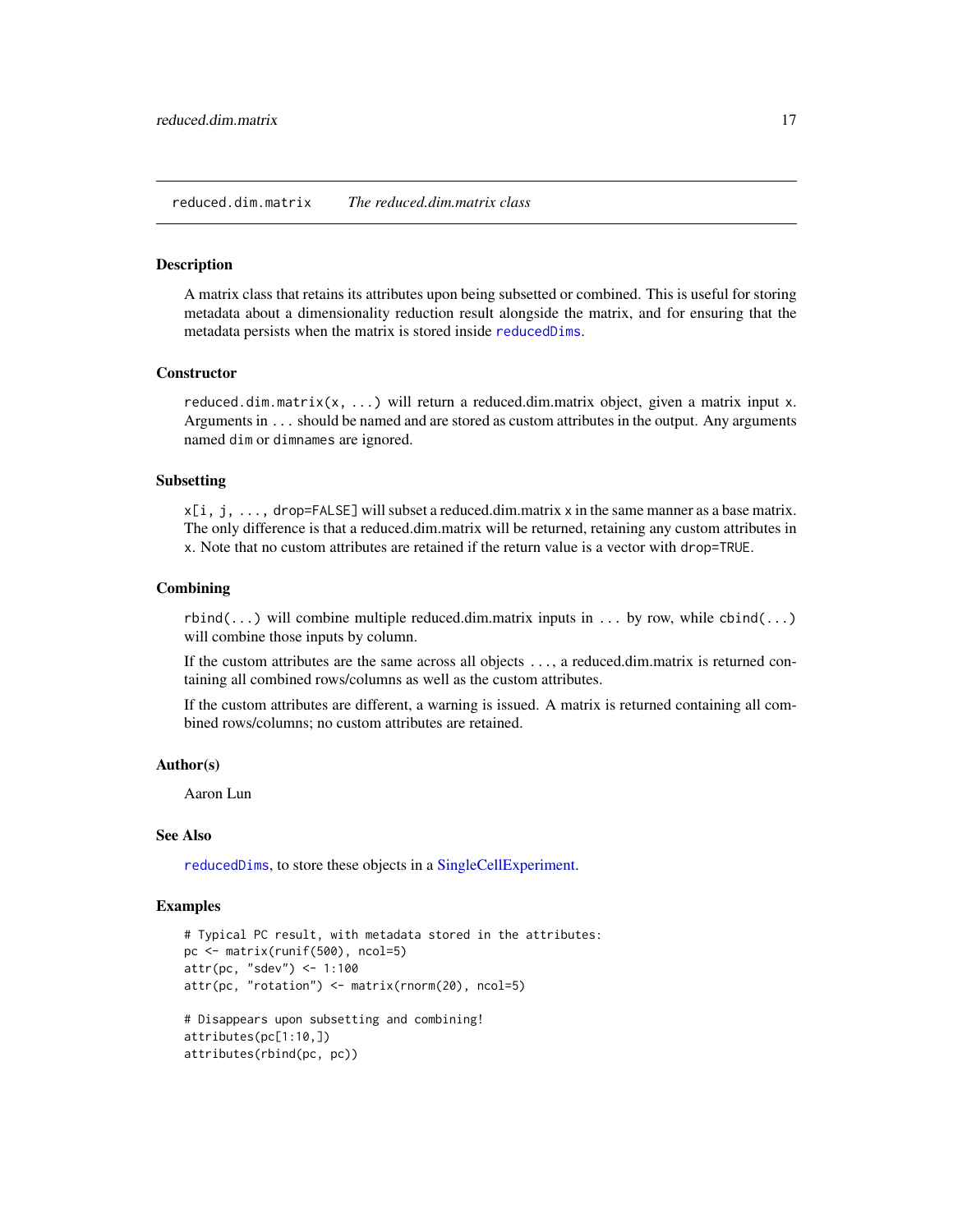# reduced.dim.matrix — *The reduced.dim.matrix class*

## Description

A matrix class that retains its attributes upon being subsetted or combined. This is useful for storing metadata about a dimensionality reduction result alongside the matrix, and for ensuring that the metadata persists when the matrix is stored inside `reducedDims`.

## Constructor

`reduced.dim.matrix(x, ...)` will return a reduced.dim.matrix object, given a matrix input `x`. Arguments in `...` should be named and are stored as custom attributes in the output. Any arguments named `dim` or `dimnames` are ignored.

## Subsetting

`x[i, j, ..., drop=FALSE]` will subset a reduced.dim.matrix `x` in the same manner as a base matrix. The only difference is that a reduced.dim.matrix will be returned, retaining any custom attributes in `x`. Note that no custom attributes are retained if the return value is a vector with `drop=TRUE`.

## Combining

`rbind(...)` will combine multiple reduced.dim.matrix inputs in `...` by row, while `cbind(...)` will combine those inputs by column.

If the custom attributes are the same across all objects `...`, a reduced.dim.matrix is returned containing all combined rows/columns as well as the custom attributes.

If the custom attributes are different, a warning is issued. A matrix is returned containing all combined rows/columns; no custom attributes are retained.

## Author(s)

Aaron Lun

## See Also

`reducedDims`, to store these objects in a SingleCellExperiment.

## Examples

```
# Typical PC result, with metadata stored in the attributes:
pc <- matrix(runif(500), ncol=5)
attr(pc, "sdev") <- 1:100
attr(pc, "rotation") <- matrix(rnorm(20), ncol=5)

# Disappears upon subsetting and combining!
attributes(pc[1:10,])
attributes(rbind(pc, pc))
```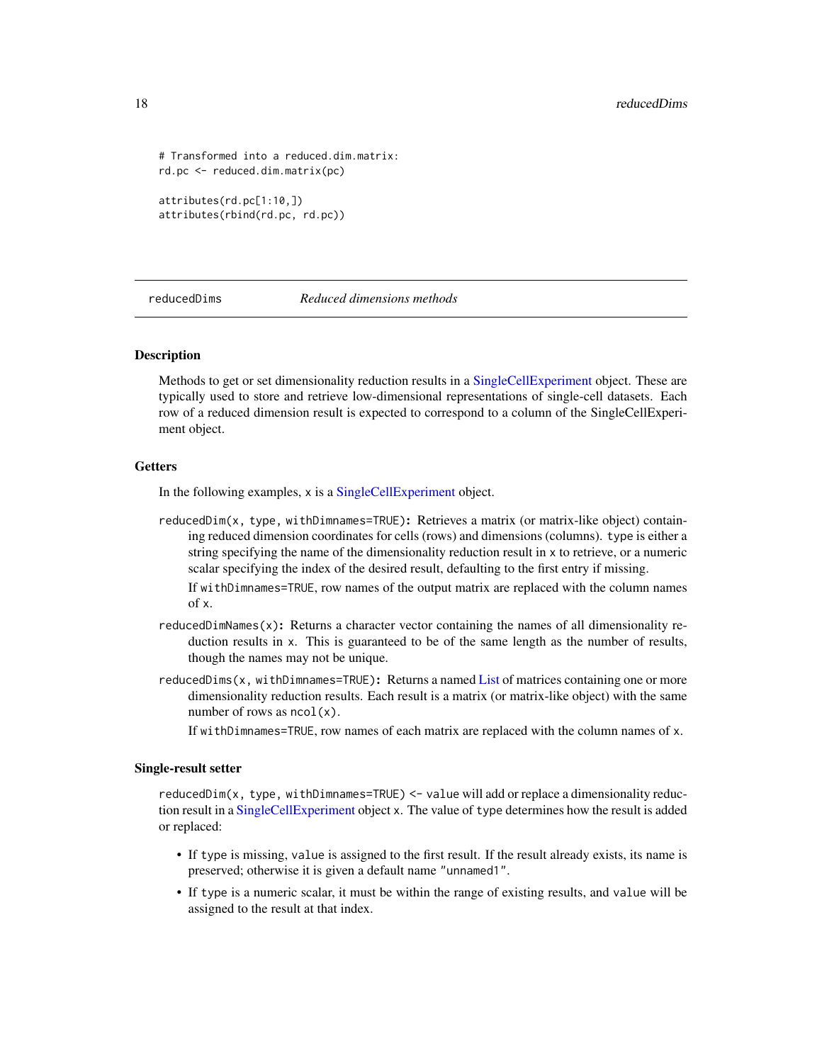```
# Transformed into a reduced.dim.matrix:
rd.pc <- reduced.dim.matrix(pc)

attributes(rd.pc[1:10,])
attributes(rbind(rd.pc, rd.pc))
```

## reducedDims — *Reduced dimensions methods*

### Description

Methods to get or set dimensionality reduction results in a SingleCellExperiment object. These are typically used to store and retrieve low-dimensional representations of single-cell datasets. Each row of a reduced dimension result is expected to correspond to a column of the SingleCellExperiment object.

### Getters

In the following examples, `x` is a SingleCellExperiment object.

`reducedDim(x, type, withDimnames=TRUE)`: Retrieves a matrix (or matrix-like object) containing reduced dimension coordinates for cells (rows) and dimensions (columns). `type` is either a string specifying the name of the dimensionality reduction result in `x` to retrieve, or a numeric scalar specifying the index of the desired result, defaulting to the first entry if missing.

If `withDimnames=TRUE`, row names of the output matrix are replaced with the column names of `x`.

`reducedDimNames(x)`: Returns a character vector containing the names of all dimensionality reduction results in `x`. This is guaranteed to be of the same length as the number of results, though the names may not be unique.

`reducedDims(x, withDimnames=TRUE)`: Returns a named List of matrices containing one or more dimensionality reduction results. Each result is a matrix (or matrix-like object) with the same number of rows as `ncol(x)`.

If `withDimnames=TRUE`, row names of each matrix are replaced with the column names of `x`.

### Single-result setter

`reducedDim(x, type, withDimnames=TRUE) <- value` will add or replace a dimensionality reduction result in a SingleCellExperiment object `x`. The value of `type` determines how the result is added or replaced:

- If `type` is missing, `value` is assigned to the first result. If the result already exists, its name is preserved; otherwise it is given a default name `"unnamed1"`.
- If `type` is a numeric scalar, it must be within the range of existing results, and `value` will be assigned to the result at that index.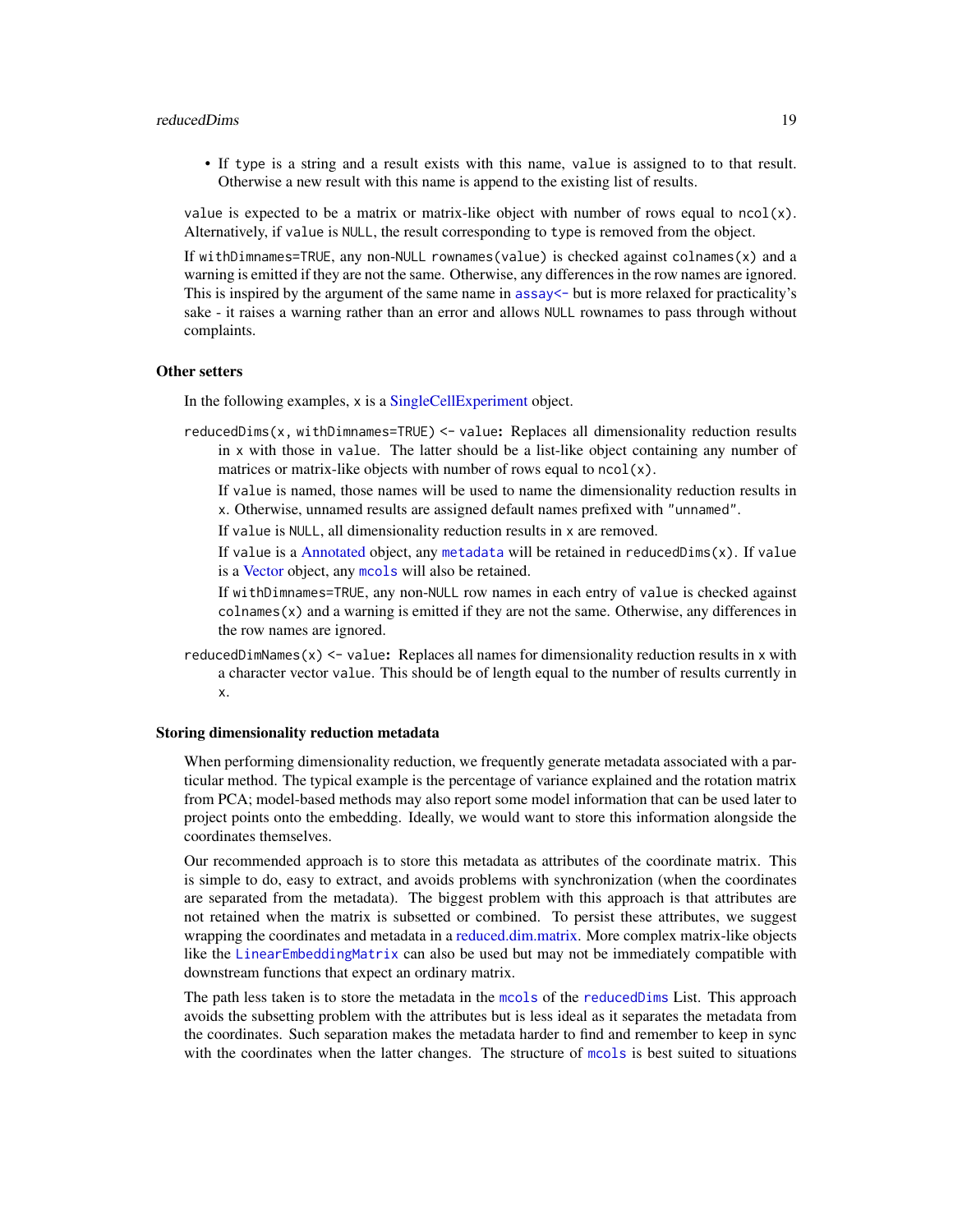- If `type` is a string and a result exists with this name, `value` is assigned to to that result. Otherwise a new result with this name is append to the existing list of results.

`value` is expected to be a matrix or matrix-like object with number of rows equal to `ncol(x)`. Alternatively, if `value` is `NULL`, the result corresponding to `type` is removed from the object.

If `withDimnames=TRUE`, any non-`NULL` `rownames(value)` is checked against `colnames(x)` and a warning is emitted if they are not the same. Otherwise, any differences in the row names are ignored. This is inspired by the argument of the same name in `assay<-` but is more relaxed for practicality's sake - it raises a warning rather than an error and allows `NULL` rownames to pass through without complaints.

### Other setters

In the following examples, `x` is a SingleCellExperiment object.

`reducedDims(x, withDimnames=TRUE) <- value`: Replaces all dimensionality reduction results in `x` with those in `value`. The latter should be a list-like object containing any number of matrices or matrix-like objects with number of rows equal to `ncol(x)`.

If `value` is named, those names will be used to name the dimensionality reduction results in `x`. Otherwise, unnamed results are assigned default names prefixed with `"unnamed"`.

If `value` is `NULL`, all dimensionality reduction results in `x` are removed.

If `value` is a Annotated object, any `metadata` will be retained in `reducedDims(x)`. If `value` is a Vector object, any `mcols` will also be retained.

If `withDimnames=TRUE`, any non-`NULL` row names in each entry of `value` is checked against `colnames(x)` and a warning is emitted if they are not the same. Otherwise, any differences in the row names are ignored.

`reducedDimNames(x) <- value`: Replaces all names for dimensionality reduction results in `x` with a character vector `value`. This should be of length equal to the number of results currently in `x`.

### Storing dimensionality reduction metadata

When performing dimensionality reduction, we frequently generate metadata associated with a particular method. The typical example is the percentage of variance explained and the rotation matrix from PCA; model-based methods may also report some model information that can be used later to project points onto the embedding. Ideally, we would want to store this information alongside the coordinates themselves.

Our recommended approach is to store this metadata as attributes of the coordinate matrix. This is simple to do, easy to extract, and avoids problems with synchronization (when the coordinates are separated from the metadata). The biggest problem with this approach is that attributes are not retained when the matrix is subsetted or combined. To persist these attributes, we suggest wrapping the coordinates and metadata in a reduced.dim.matrix. More complex matrix-like objects like the `LinearEmbeddingMatrix` can also be used but may not be immediately compatible with downstream functions that expect an ordinary matrix.

The path less taken is to store the metadata in the `mcols` of the `reducedDims` List. This approach avoids the subsetting problem with the attributes but is less ideal as it separates the metadata from the coordinates. Such separation makes the metadata harder to find and remember to keep in sync with the coordinates when the latter changes. The structure of `mcols` is best suited to situations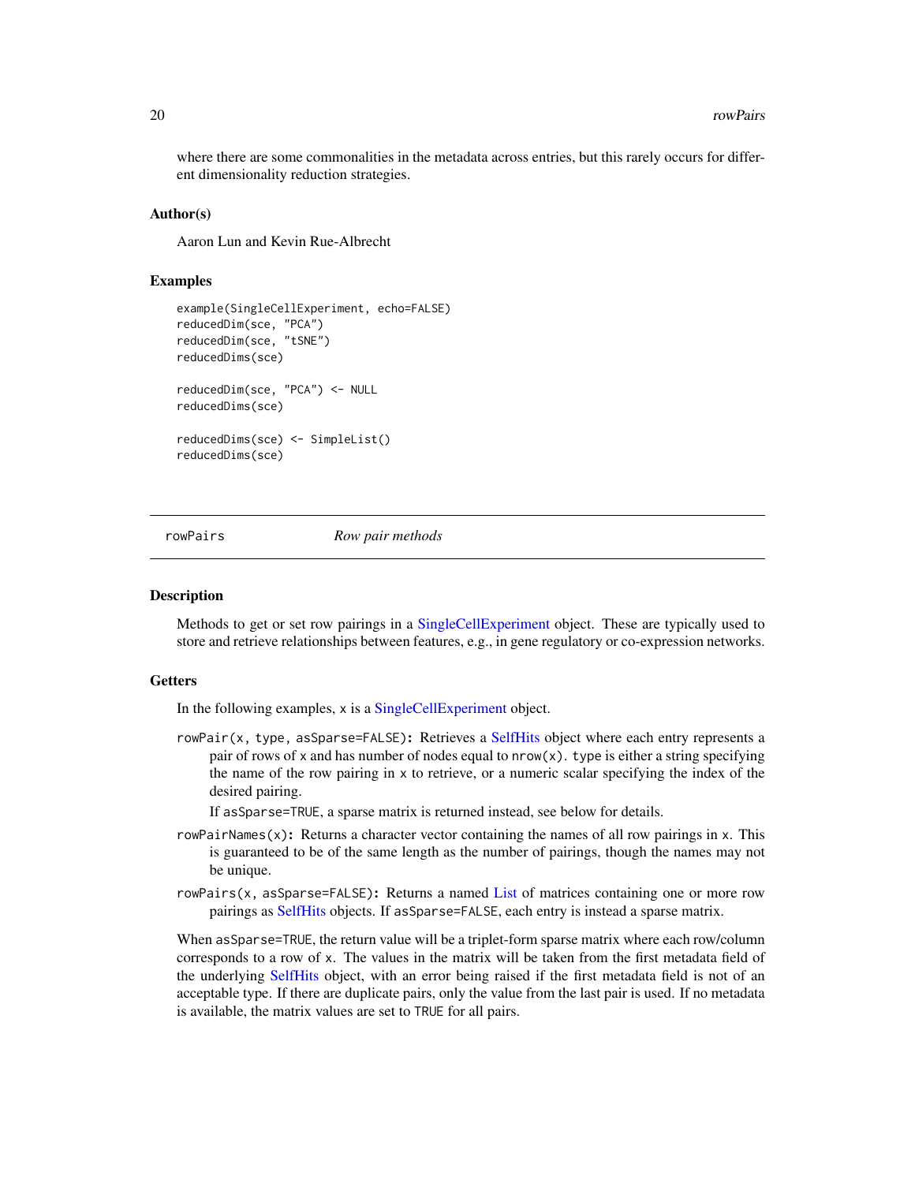where there are some commonalities in the metadata across entries, but this rarely occurs for different dimensionality reduction strategies.

### Author(s)

Aaron Lun and Kevin Rue-Albrecht

### Examples

```
example(SingleCellExperiment, echo=FALSE)
reducedDim(sce, "PCA")
reducedDim(sce, "tSNE")
reducedDims(sce)

reducedDim(sce, "PCA") <- NULL
reducedDims(sce)

reducedDims(sce) <- SimpleList()
reducedDims(sce)
```

## rowPairs *Row pair methods*

### Description

Methods to get or set row pairings in a SingleCellExperiment object. These are typically used to store and retrieve relationships between features, e.g., in gene regulatory or co-expression networks.

### Getters

In the following examples, `x` is a SingleCellExperiment object.

`rowPair(x, type, asSparse=FALSE)`: Retrieves a SelfHits object where each entry represents a pair of rows of `x` and has number of nodes equal to `nrow(x)`. `type` is either a string specifying the name of the row pairing in `x` to retrieve, or a numeric scalar specifying the index of the desired pairing.

If `asSparse=TRUE`, a sparse matrix is returned instead, see below for details.

`rowPairNames(x)`: Returns a character vector containing the names of all row pairings in `x`. This is guaranteed to be of the same length as the number of pairings, though the names may not be unique.

`rowPairs(x, asSparse=FALSE)`: Returns a named List of matrices containing one or more row pairings as SelfHits objects. If `asSparse=FALSE`, each entry is instead a sparse matrix.

When `asSparse=TRUE`, the return value will be a triplet-form sparse matrix where each row/column corresponds to a row of `x`. The values in the matrix will be taken from the first metadata field of the underlying SelfHits object, with an error being raised if the first metadata field is not of an acceptable type. If there are duplicate pairs, only the value from the last pair is used. If no metadata is available, the matrix values are set to `TRUE` for all pairs.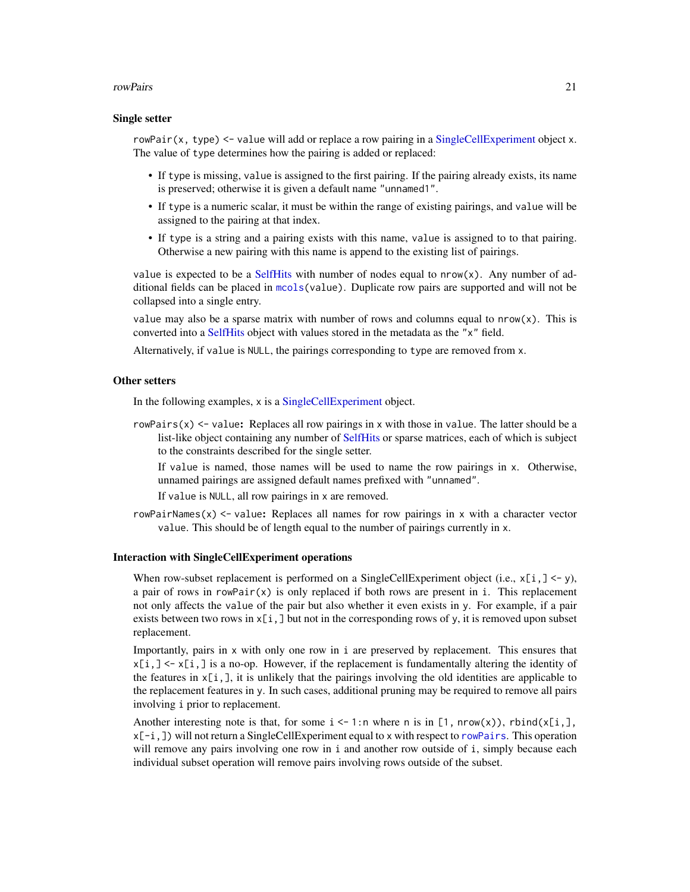### Single setter

`rowPair(x, type) <- value` will add or replace a row pairing in a SingleCellExperiment object `x`. The value of `type` determines how the pairing is added or replaced:

- If `type` is missing, `value` is assigned to the first pairing. If the pairing already exists, its name is preserved; otherwise it is given a default name `"unnamed1"`.
- If `type` is a numeric scalar, it must be within the range of existing pairings, and `value` will be assigned to the pairing at that index.
- If `type` is a string and a pairing exists with this name, `value` is assigned to to that pairing. Otherwise a new pairing with this name is append to the existing list of pairings.

`value` is expected to be a SelfHits with number of nodes equal to `nrow(x)`. Any number of additional fields can be placed in `mcols(value)`. Duplicate row pairs are supported and will not be collapsed into a single entry.

`value` may also be a sparse matrix with number of rows and columns equal to `nrow(x)`. This is converted into a SelfHits object with values stored in the metadata as the `"x"` field.

Alternatively, if `value` is `NULL`, the pairings corresponding to `type` are removed from `x`.

### Other setters

In the following examples, `x` is a SingleCellExperiment object.

**`rowPairs(x) <- value`:** Replaces all row pairings in `x` with those in `value`. The latter should be a list-like object containing any number of SelfHits or sparse matrices, each of which is subject to the constraints described for the single setter.

If `value` is named, those names will be used to name the row pairings in `x`. Otherwise, unnamed pairings are assigned default names prefixed with `"unnamed"`.

If `value` is `NULL`, all row pairings in `x` are removed.

**`rowPairNames(x) <- value`:** Replaces all names for row pairings in `x` with a character vector `value`. This should be of length equal to the number of pairings currently in `x`.

### Interaction with SingleCellExperiment operations

When row-subset replacement is performed on a SingleCellExperiment object (i.e., `x[i,] <- y`), a pair of rows in `rowPair(x)` is only replaced if both rows are present in `i`. This replacement not only affects the `value` of the pair but also whether it even exists in `y`. For example, if a pair exists between two rows in `x[i,]` but not in the corresponding rows of `y`, it is removed upon subset replacement.

Importantly, pairs in `x` with only one row in `i` are preserved by replacement. This ensures that `x[i,] <- x[i,]` is a no-op. However, if the replacement is fundamentally altering the identity of the features in `x[i,]`, it is unlikely that the pairings involving the old identities are applicable to the replacement features in `y`. In such cases, additional pruning may be required to remove all pairs involving `i` prior to replacement.

Another interesting note is that, for some `i <- 1:n` where `n` is in `[1, nrow(x))`, `rbind(x[i,], x[-i,])` will not return a SingleCellExperiment equal to `x` with respect to `rowPairs`. This operation will remove any pairs involving one row in `i` and another row outside of `i`, simply because each individual subset operation will remove pairs involving rows outside of the subset.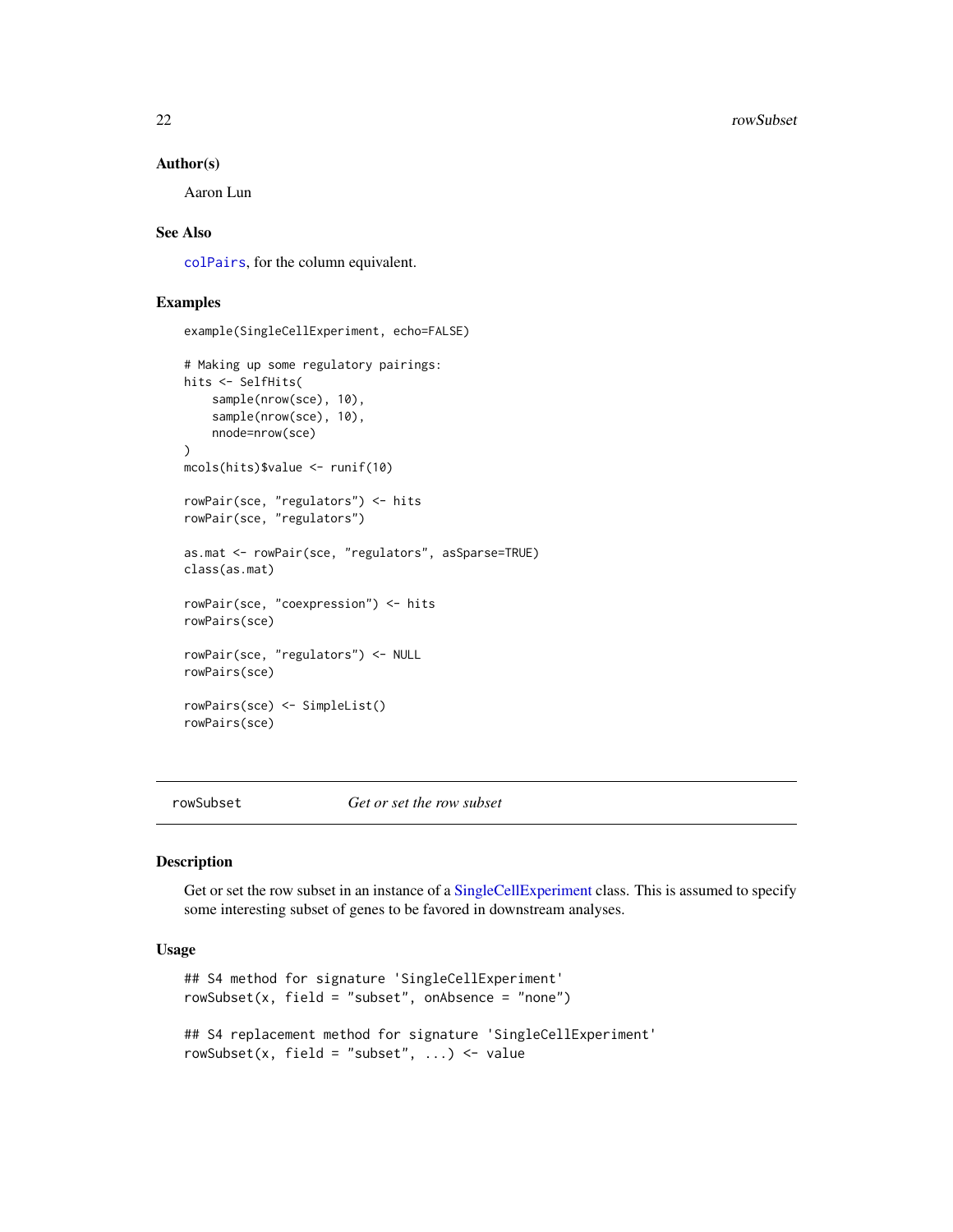### Author(s)

Aaron Lun

### See Also

colPairs, for the column equivalent.

### Examples

```
example(SingleCellExperiment, echo=FALSE)

# Making up some regulatory pairings:
hits <- SelfHits(
    sample(nrow(sce), 10),
    sample(nrow(sce), 10),
    nnode=nrow(sce)
)
mcols(hits)$value <- runif(10)

rowPair(sce, "regulators") <- hits
rowPair(sce, "regulators")

as.mat <- rowPair(sce, "regulators", asSparse=TRUE)
class(as.mat)

rowPair(sce, "coexpression") <- hits
rowPairs(sce)

rowPair(sce, "regulators") <- NULL
rowPairs(sce)

rowPairs(sce) <- SimpleList()
rowPairs(sce)
```

---

## rowSubset — *Get or set the row subset*

### Description

Get or set the row subset in an instance of a SingleCellExperiment class. This is assumed to specify some interesting subset of genes to be favored in downstream analyses.

### Usage

```
## S4 method for signature 'SingleCellExperiment'
rowSubset(x, field = "subset", onAbsence = "none")

## S4 replacement method for signature 'SingleCellExperiment'
rowSubset(x, field = "subset", ...) <- value
```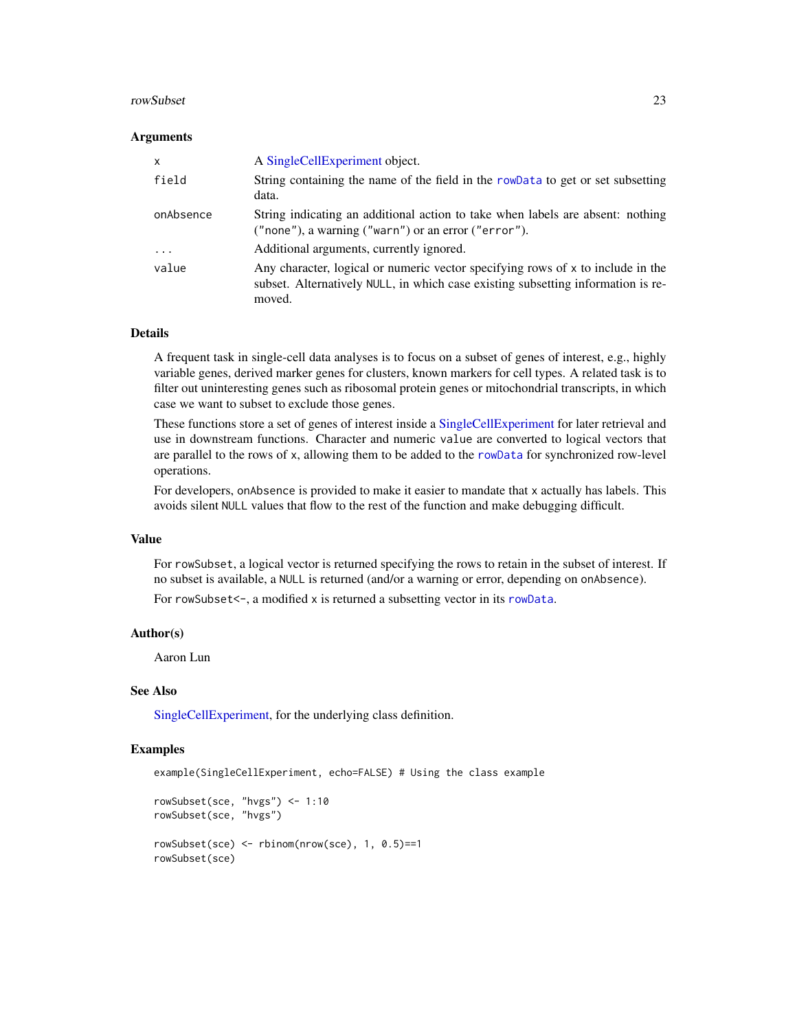## Arguments

| | |
|---|---|
| `x` | A SingleCellExperiment object. |
| `field` | String containing the name of the field in the `rowData` to get or set subsetting data. |
| `onAbsence` | String indicating an additional action to take when labels are absent: nothing (`"none"`), a warning (`"warn"`) or an error (`"error"`). |
| `...` | Additional arguments, currently ignored. |
| `value` | Any character, logical or numeric vector specifying rows of `x` to include in the subset. Alternatively `NULL`, in which case existing subsetting information is removed. |

## Details

A frequent task in single-cell data analyses is to focus on a subset of genes of interest, e.g., highly variable genes, derived marker genes for clusters, known markers for cell types. A related task is to filter out uninteresting genes such as ribosomal protein genes or mitochondrial transcripts, in which case we want to subset to exclude those genes.

These functions store a set of genes of interest inside a SingleCellExperiment for later retrieval and use in downstream functions. Character and numeric `value` are converted to logical vectors that are parallel to the rows of `x`, allowing them to be added to the `rowData` for synchronized row-level operations.

For developers, `onAbsence` is provided to make it easier to mandate that `x` actually has labels. This avoids silent `NULL` values that flow to the rest of the function and make debugging difficult.

## Value

For `rowSubset`, a logical vector is returned specifying the rows to retain in the subset of interest. If no subset is available, a `NULL` is returned (and/or a warning or error, depending on `onAbsence`).

For `rowSubset<-`, a modified `x` is returned a subsetting vector in its `rowData`.

## Author(s)

Aaron Lun

## See Also

SingleCellExperiment, for the underlying class definition.

## Examples

```
example(SingleCellExperiment, echo=FALSE) # Using the class example

rowSubset(sce, "hvgs") <- 1:10
rowSubset(sce, "hvgs")

rowSubset(sce) <- rbinom(nrow(sce), 1, 0.5)==1
rowSubset(sce)
```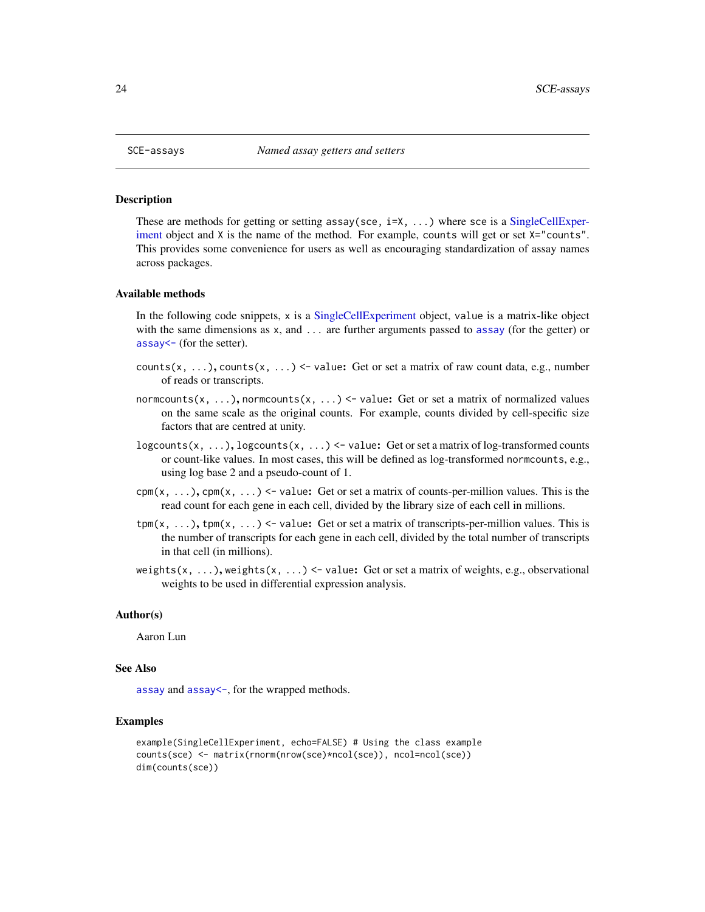## SCE-assays *Named assay getters and setters*

### Description

These are methods for getting or setting `assay(sce, i=X, ...)` where `sce` is a SingleCellExperiment object and `X` is the name of the method. For example, `counts` will get or set `X="counts"`. This provides some convenience for users as well as encouraging standardization of assay names across packages.

### Available methods

In the following code snippets, `x` is a SingleCellExperiment object, `value` is a matrix-like object with the same dimensions as `x`, and `...` are further arguments passed to `assay` (for the getter) or `assay<-` (for the setter).

- **`counts(x, ...)`, `counts(x, ...) <- value`:** Get or set a matrix of raw count data, e.g., number of reads or transcripts.
- **`normcounts(x, ...)`, `normcounts(x, ...) <- value`:** Get or set a matrix of normalized values on the same scale as the original counts. For example, counts divided by cell-specific size factors that are centred at unity.
- **`logcounts(x, ...)`, `logcounts(x, ...) <- value`:** Get or set a matrix of log-transformed counts or count-like values. In most cases, this will be defined as log-transformed `normcounts`, e.g., using log base 2 and a pseudo-count of 1.
- **`cpm(x, ...)`, `cpm(x, ...) <- value`:** Get or set a matrix of counts-per-million values. This is the read count for each gene in each cell, divided by the library size of each cell in millions.
- **`tpm(x, ...)`, `tpm(x, ...) <- value`:** Get or set a matrix of transcripts-per-million values. This is the number of transcripts for each gene in each cell, divided by the total number of transcripts in that cell (in millions).
- **`weights(x, ...)`, `weights(x, ...) <- value`:** Get or set a matrix of weights, e.g., observational weights to be used in differential expression analysis.

### Author(s)

Aaron Lun

### See Also

`assay` and `assay<-`, for the wrapped methods.

### Examples

```
example(SingleCellExperiment, echo=FALSE) # Using the class example
counts(sce) <- matrix(rnorm(nrow(sce)*ncol(sce)), ncol=ncol(sce))
dim(counts(sce))
```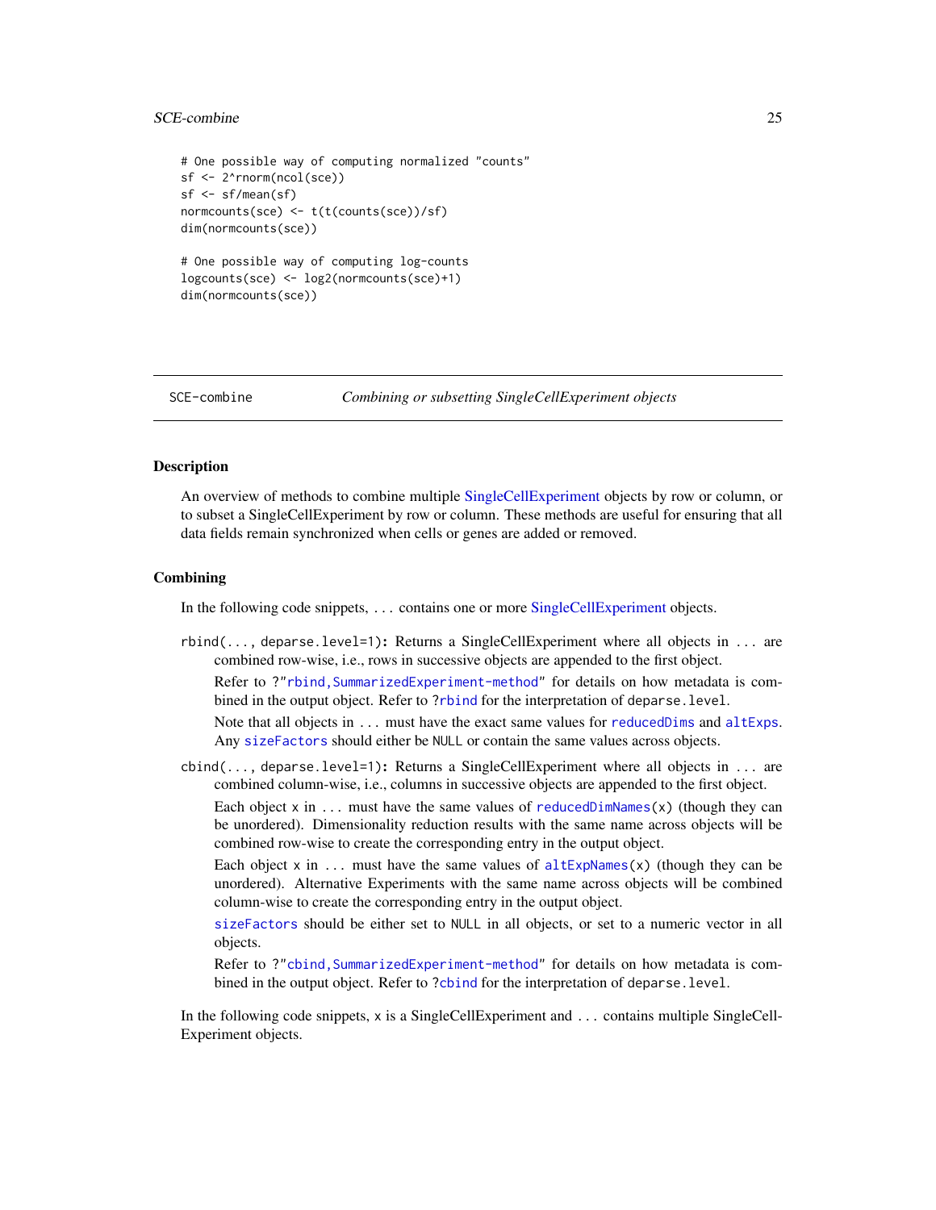```
# One possible way of computing normalized "counts"
sf <- 2^rnorm(ncol(sce))
sf <- sf/mean(sf)
normcounts(sce) <- t(t(counts(sce))/sf)
dim(normcounts(sce))

# One possible way of computing log-counts
logcounts(sce) <- log2(normcounts(sce)+1)
dim(normcounts(sce))
```

---

SCE-combine — *Combining or subsetting SingleCellExperiment objects*

---

## Description

An overview of methods to combine multiple SingleCellExperiment objects by row or column, or to subset a SingleCellExperiment by row or column. These methods are useful for ensuring that all data fields remain synchronized when cells or genes are added or removed.

## Combining

In the following code snippets, `...` contains one or more SingleCellExperiment objects.

`rbind(..., deparse.level=1)`: Returns a SingleCellExperiment where all objects in `...` are combined row-wise, i.e., rows in successive objects are appended to the first object.

Refer to `?"rbind,SummarizedExperiment-method"` for details on how metadata is combined in the output object. Refer to `?rbind` for the interpretation of `deparse.level`.

Note that all objects in `...` must have the exact same values for `reducedDims` and `altExps`. Any `sizeFactors` should either be `NULL` or contain the same values across objects.

`cbind(..., deparse.level=1)`: Returns a SingleCellExperiment where all objects in `...` are combined column-wise, i.e., columns in successive objects are appended to the first object.

Each object `x` in `...` must have the same values of `reducedDimNames(x)` (though they can be unordered). Dimensionality reduction results with the same name across objects will be combined row-wise to create the corresponding entry in the output object.

Each object `x` in `...` must have the same values of `altExpNames(x)` (though they can be unordered). Alternative Experiments with the same name across objects will be combined column-wise to create the corresponding entry in the output object.

`sizeFactors` should be either set to `NULL` in all objects, or set to a numeric vector in all objects.

Refer to `?"cbind,SummarizedExperiment-method"` for details on how metadata is combined in the output object. Refer to `?cbind` for the interpretation of `deparse.level`.

In the following code snippets, `x` is a SingleCellExperiment and `...` contains multiple SingleCellExperiment objects.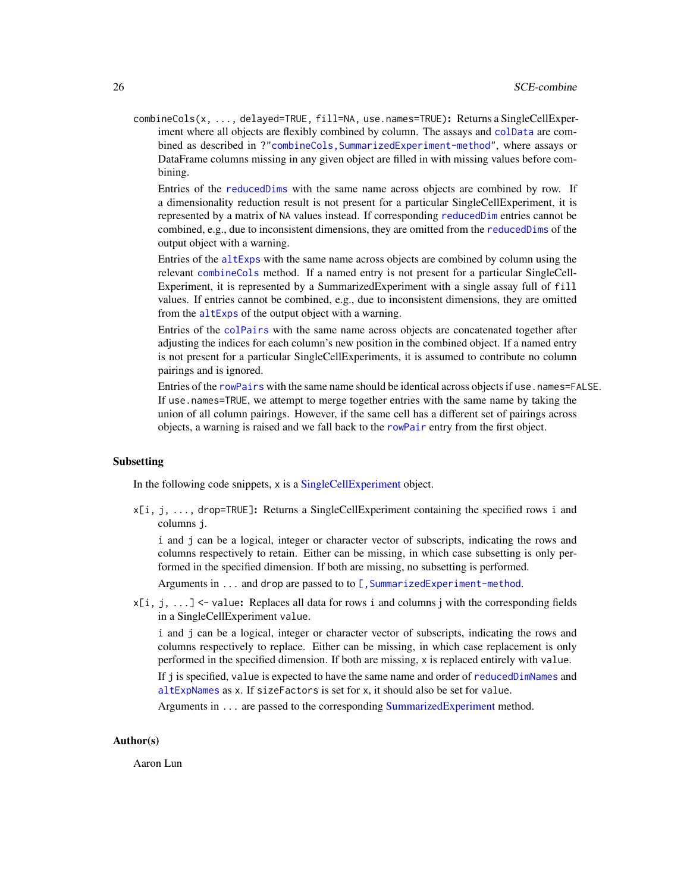`combineCols(x, ..., delayed=TRUE, fill=NA, use.names=TRUE)`: Returns a SingleCellExperiment where all objects are flexibly combined by column. The assays and `colData` are combined as described in `?"combineCols,SummarizedExperiment-method"`, where assays or DataFrame columns missing in any given object are filled in with missing values before combining.

Entries of the `reducedDims` with the same name across objects are combined by row. If a dimensionality reduction result is not present for a particular SingleCellExperiment, it is represented by a matrix of `NA` values instead. If corresponding `reducedDim` entries cannot be combined, e.g., due to inconsistent dimensions, they are omitted from the `reducedDims` of the output object with a warning.

Entries of the `altExps` with the same name across objects are combined by column using the relevant `combineCols` method. If a named entry is not present for a particular SingleCellExperiment, it is represented by a SummarizedExperiment with a single assay full of `fill` values. If entries cannot be combined, e.g., due to inconsistent dimensions, they are omitted from the `altExps` of the output object with a warning.

Entries of the `colPairs` with the same name across objects are concatenated together after adjusting the indices for each column's new position in the combined object. If a named entry is not present for a particular SingleCellExperiments, it is assumed to contribute no column pairings and is ignored.

Entries of the `rowPairs` with the same name should be identical across objects if `use.names=FALSE`. If `use.names=TRUE`, we attempt to merge together entries with the same name by taking the union of all column pairings. However, if the same cell has a different set of pairings across objects, a warning is raised and we fall back to the `rowPair` entry from the first object.

## Subsetting

In the following code snippets, `x` is a SingleCellExperiment object.

`x[i, j, ..., drop=TRUE]`: Returns a SingleCellExperiment containing the specified rows `i` and columns `j`.

`i` and `j` can be a logical, integer or character vector of subscripts, indicating the rows and columns respectively to retain. Either can be missing, in which case subsetting is only performed in the specified dimension. If both are missing, no subsetting is performed.

Arguments in `...` and `drop` are passed to to `[,SummarizedExperiment-method`.

`x[i, j, ...] <- value`: Replaces all data for rows `i` and columns `j` with the corresponding fields in a SingleCellExperiment `value`.

`i` and `j` can be a logical, integer or character vector of subscripts, indicating the rows and columns respectively to replace. Either can be missing, in which case replacement is only performed in the specified dimension. If both are missing, `x` is replaced entirely with `value`.

If `j` is specified, `value` is expected to have the same name and order of `reducedDimNames` and `altExpNames` as `x`. If `sizeFactors` is set for `x`, it should also be set for `value`.

Arguments in `...` are passed to the corresponding SummarizedExperiment method.

## Author(s)

Aaron Lun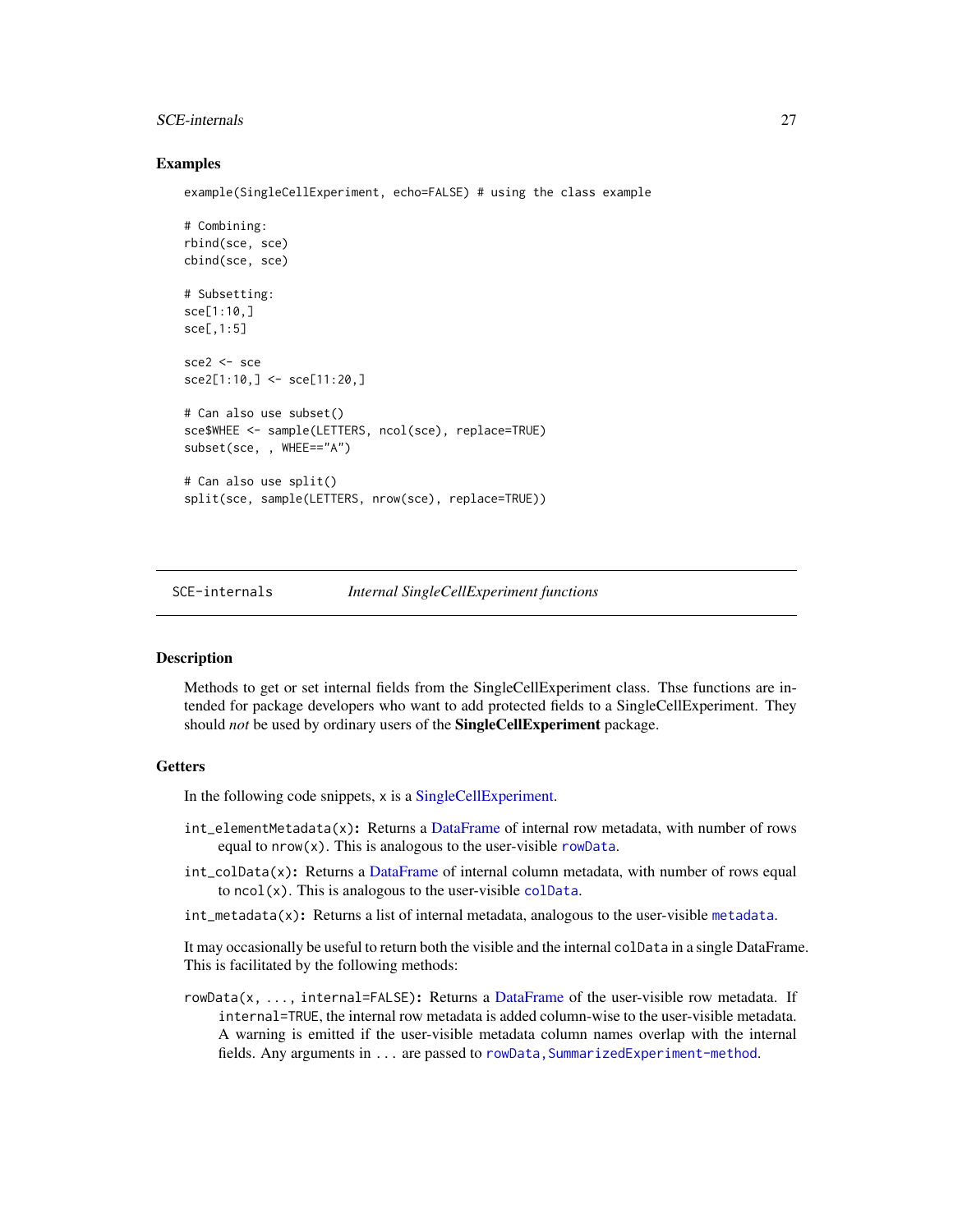## Examples

```
example(SingleCellExperiment, echo=FALSE) # using the class example

# Combining:
rbind(sce, sce)
cbind(sce, sce)

# Subsetting:
sce[1:10,]
sce[,1:5]

sce2 <- sce
sce2[1:10,] <- sce[11:20,]

# Can also use subset()
sce$WHEE <- sample(LETTERS, ncol(sce), replace=TRUE)
subset(sce, , WHEE=="A")

# Can also use split()
split(sce, sample(LETTERS, nrow(sce), replace=TRUE))
```

---

# SCE-internals — *Internal SingleCellExperiment functions*

---

## Description

Methods to get or set internal fields from the SingleCellExperiment class. Thse functions are intended for package developers who want to add protected fields to a SingleCellExperiment. They should *not* be used by ordinary users of the **SingleCellExperiment** package.

## Getters

In the following code snippets, x is a SingleCellExperiment.

`int_elementMetadata(x)`: Returns a DataFrame of internal row metadata, with number of rows equal to `nrow(x)`. This is analogous to the user-visible `rowData`.

`int_colData(x)`: Returns a DataFrame of internal column metadata, with number of rows equal to `ncol(x)`. This is analogous to the user-visible `colData`.

`int_metadata(x)`: Returns a list of internal metadata, analogous to the user-visible `metadata`.

It may occasionally be useful to return both the visible and the internal `colData` in a single DataFrame. This is facilitated by the following methods:

`rowData(x, ..., internal=FALSE)`: Returns a DataFrame of the user-visible row metadata. If `internal=TRUE`, the internal row metadata is added column-wise to the user-visible metadata. A warning is emitted if the user-visible metadata column names overlap with the internal fields. Any arguments in `...` are passed to `rowData,SummarizedExperiment-method`.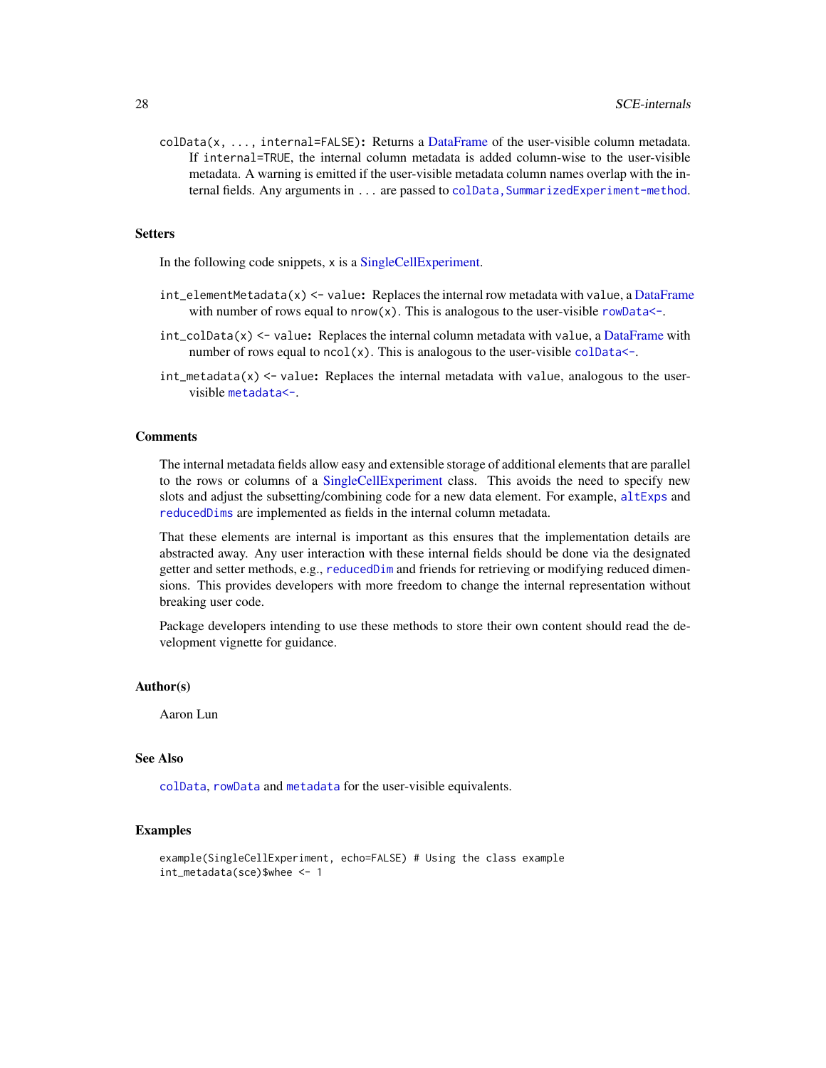`colData(x, ..., internal=FALSE)`: Returns a DataFrame of the user-visible column metadata. If `internal=TRUE`, the internal column metadata is added column-wise to the user-visible metadata. A warning is emitted if the user-visible metadata column names overlap with the internal fields. Any arguments in `...` are passed to `colData,SummarizedExperiment-method`.

## Setters

In the following code snippets, `x` is a SingleCellExperiment.

`int_elementMetadata(x) <- value`: Replaces the internal row metadata with `value`, a DataFrame with number of rows equal to `nrow(x)`. This is analogous to the user-visible `rowData<-`.

`int_colData(x) <- value`: Replaces the internal column metadata with `value`, a DataFrame with number of rows equal to `ncol(x)`. This is analogous to the user-visible `colData<-`.

`int_metadata(x) <- value`: Replaces the internal metadata with `value`, analogous to the user-visible `metadata<-`.

## Comments

The internal metadata fields allow easy and extensible storage of additional elements that are parallel to the rows or columns of a SingleCellExperiment class. This avoids the need to specify new slots and adjust the subsetting/combining code for a new data element. For example, `altExps` and `reducedDims` are implemented as fields in the internal column metadata.

That these elements are internal is important as this ensures that the implementation details are abstracted away. Any user interaction with these internal fields should be done via the designated getter and setter methods, e.g., `reducedDim` and friends for retrieving or modifying reduced dimensions. This provides developers with more freedom to change the internal representation without breaking user code.

Package developers intending to use these methods to store their own content should read the development vignette for guidance.

## Author(s)

Aaron Lun

## See Also

`colData`, `rowData` and `metadata` for the user-visible equivalents.

## Examples

```
example(SingleCellExperiment, echo=FALSE) # Using the class example
int_metadata(sce)$whee <- 1
```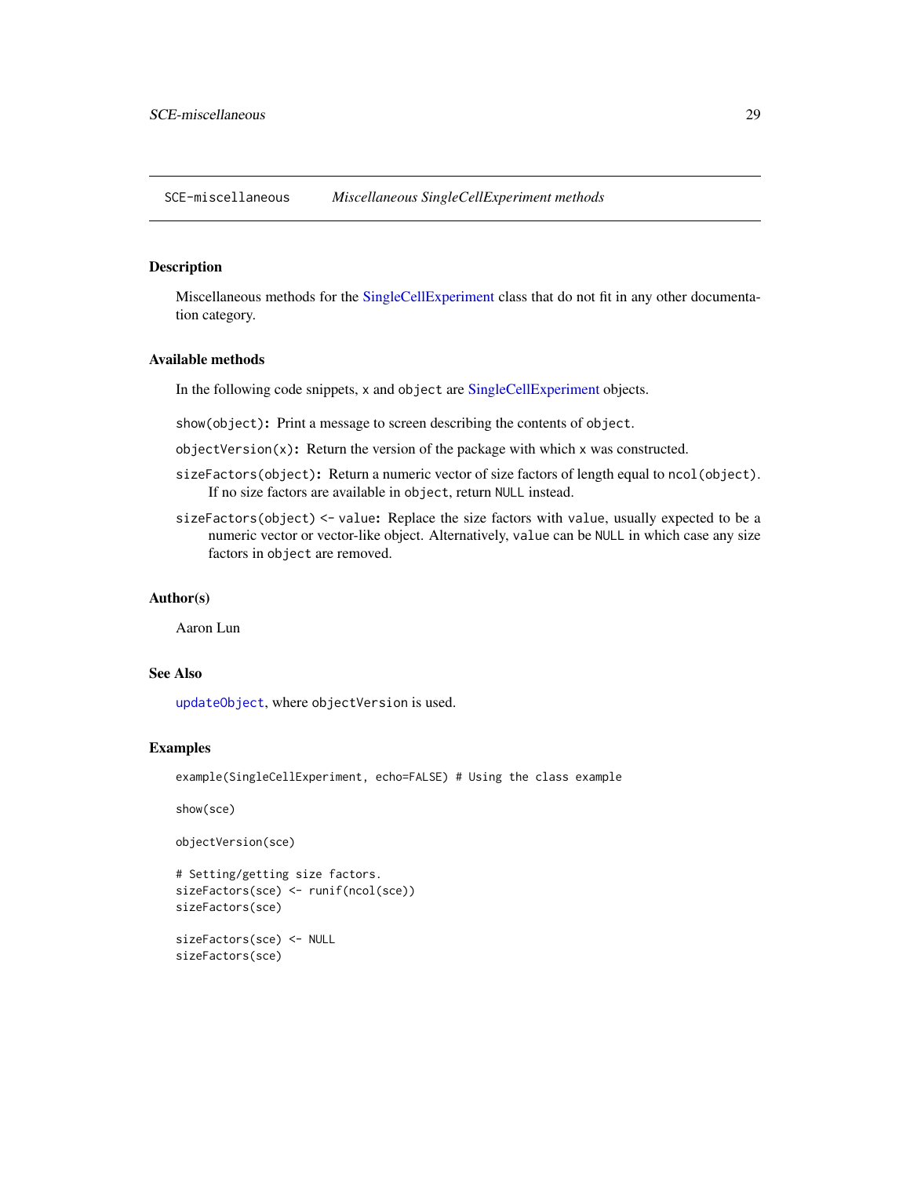# SCE-miscellaneous    *Miscellaneous SingleCellExperiment methods*

## Description

Miscellaneous methods for the SingleCellExperiment class that do not fit in any other documentation category.

## Available methods

In the following code snippets, `x` and `object` are SingleCellExperiment objects.

**`show(object)`:** Print a message to screen describing the contents of `object`.

**`objectVersion(x)`:** Return the version of the package with which `x` was constructed.

**`sizeFactors(object)`:** Return a numeric vector of size factors of length equal to `ncol(object)`. If no size factors are available in `object`, return `NULL` instead.

**`sizeFactors(object) <- value`:** Replace the size factors with `value`, usually expected to be a numeric vector or vector-like object. Alternatively, `value` can be `NULL` in which case any size factors in `object` are removed.

## Author(s)

Aaron Lun

## See Also

`updateObject`, where `objectVersion` is used.

## Examples

```
example(SingleCellExperiment, echo=FALSE) # Using the class example

show(sce)

objectVersion(sce)

# Setting/getting size factors.
sizeFactors(sce) <- runif(ncol(sce))
sizeFactors(sce)

sizeFactors(sce) <- NULL
sizeFactors(sce)
```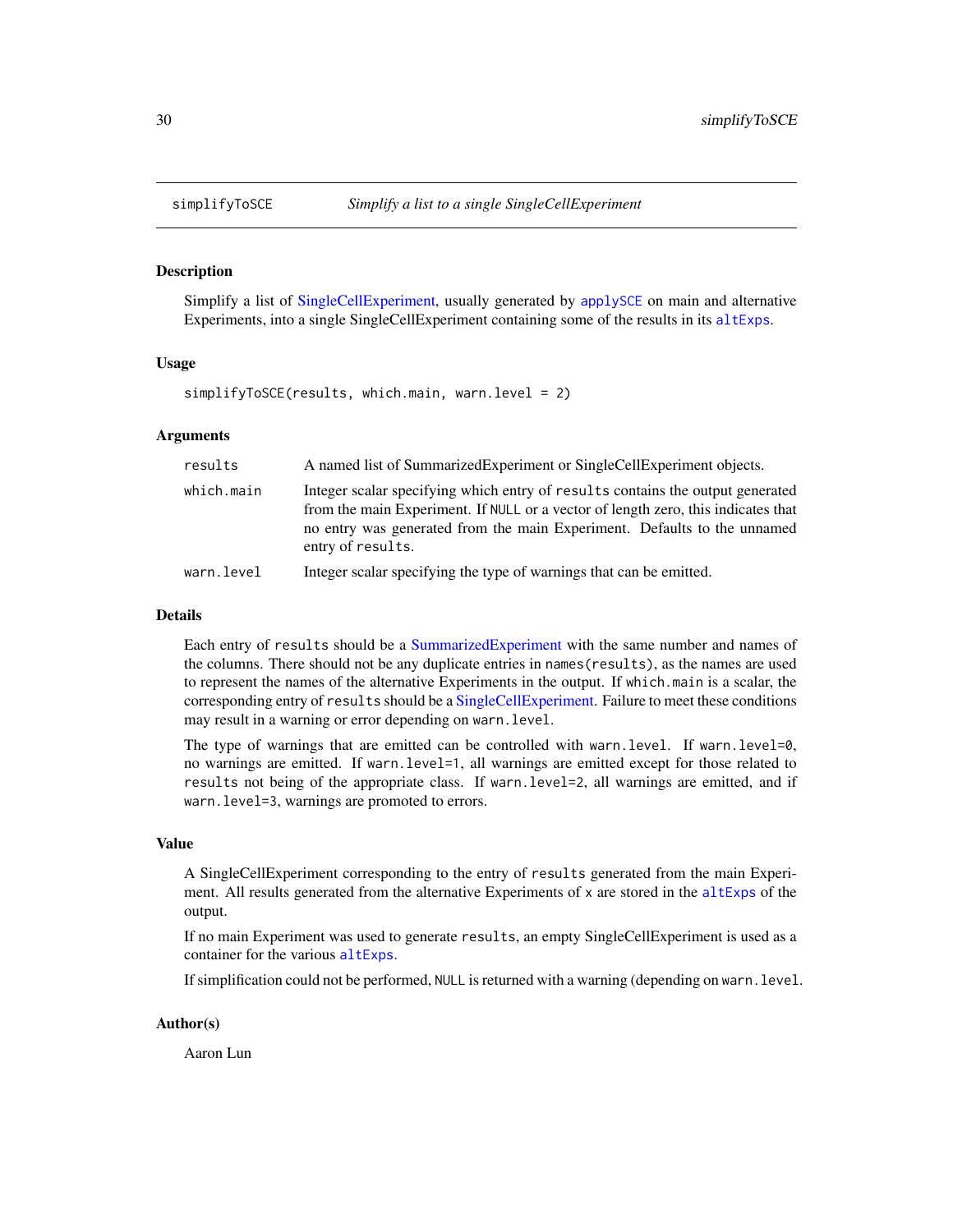# simplifyToSCE *Simplify a list to a single SingleCellExperiment*

## Description

Simplify a list of SingleCellExperiment, usually generated by `applySCE` on main and alternative Experiments, into a single SingleCellExperiment containing some of the results in its `altExps`.

## Usage

```
simplifyToSCE(results, which.main, warn.level = 2)
```

## Arguments

| | |
|---|---|
| `results` | A named list of SummarizedExperiment or SingleCellExperiment objects. |
| `which.main` | Integer scalar specifying which entry of `results` contains the output generated from the main Experiment. If `NULL` or a vector of length zero, this indicates that no entry was generated from the main Experiment. Defaults to the unnamed entry of `results`. |
| `warn.level` | Integer scalar specifying the type of warnings that can be emitted. |

## Details

Each entry of `results` should be a SummarizedExperiment with the same number and names of the columns. There should not be any duplicate entries in `names(results)`, as the names are used to represent the names of the alternative Experiments in the output. If `which.main` is a scalar, the corresponding entry of `results` should be a SingleCellExperiment. Failure to meet these conditions may result in a warning or error depending on `warn.level`.

The type of warnings that are emitted can be controlled with `warn.level`. If `warn.level=0`, no warnings are emitted. If `warn.level=1`, all warnings are emitted except for those related to `results` not being of the appropriate class. If `warn.level=2`, all warnings are emitted, and if `warn.level=3`, warnings are promoted to errors.

## Value

A SingleCellExperiment corresponding to the entry of `results` generated from the main Experiment. All results generated from the alternative Experiments of `x` are stored in the `altExps` of the output.

If no main Experiment was used to generate `results`, an empty SingleCellExperiment is used as a container for the various `altExps`.

If simplification could not be performed, `NULL` is returned with a warning (depending on `warn.level`.

## Author(s)

Aaron Lun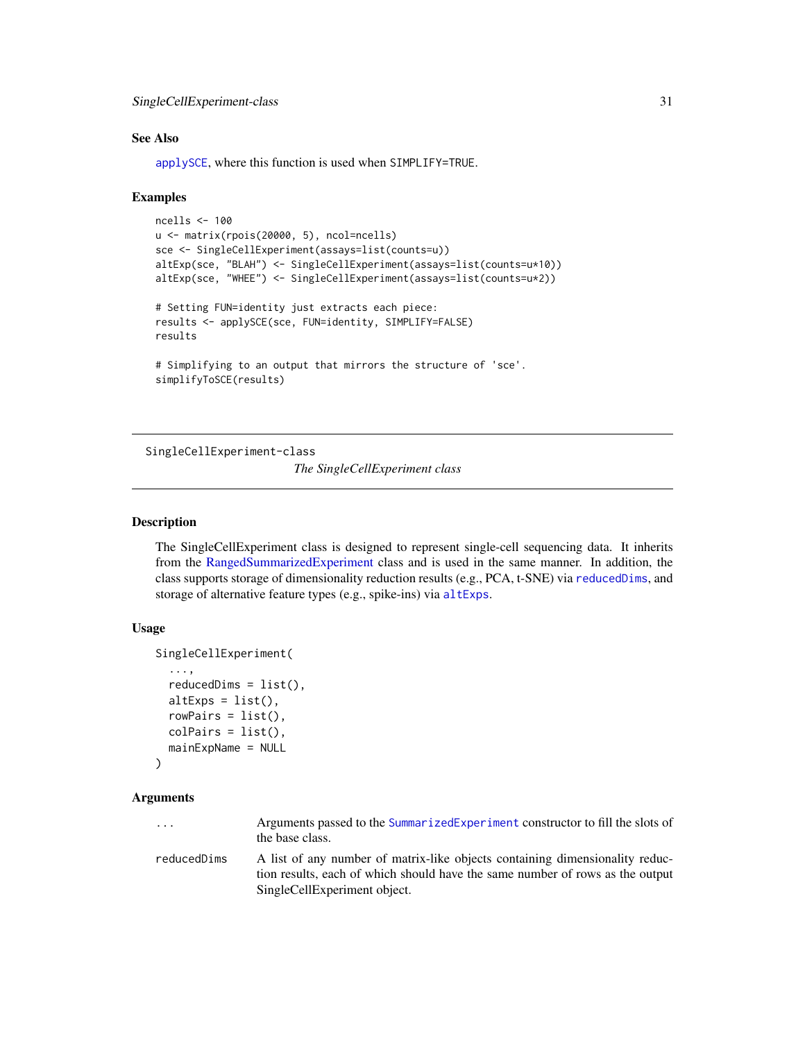## See Also

applySCE, where this function is used when SIMPLIFY=TRUE.

## Examples

```
ncells <- 100
u <- matrix(rpois(20000, 5), ncol=ncells)
sce <- SingleCellExperiment(assays=list(counts=u))
altExp(sce, "BLAH") <- SingleCellExperiment(assays=list(counts=u*10))
altExp(sce, "WHEE") <- SingleCellExperiment(assays=list(counts=u*2))

# Setting FUN=identity just extracts each piece:
results <- applySCE(sce, FUN=identity, SIMPLIFY=FALSE)
results

# Simplifying to an output that mirrors the structure of 'sce'.
simplifyToSCE(results)
```

---

# SingleCellExperiment-class

*The SingleCellExperiment class*

---

## Description

The SingleCellExperiment class is designed to represent single-cell sequencing data. It inherits from the RangedSummarizedExperiment class and is used in the same manner. In addition, the class supports storage of dimensionality reduction results (e.g., PCA, t-SNE) via reducedDims, and storage of alternative feature types (e.g., spike-ins) via altExps.

## Usage

```
SingleCellExperiment(
  ...,
  reducedDims = list(),
  altExps = list(),
  rowPairs = list(),
  colPairs = list(),
  mainExpName = NULL
)
```

## Arguments

| | |
|---|---|
| ... | Arguments passed to the SummarizedExperiment constructor to fill the slots of the base class. |
| reducedDims | A list of any number of matrix-like objects containing dimensionality reduction results, each of which should have the same number of rows as the output SingleCellExperiment object. |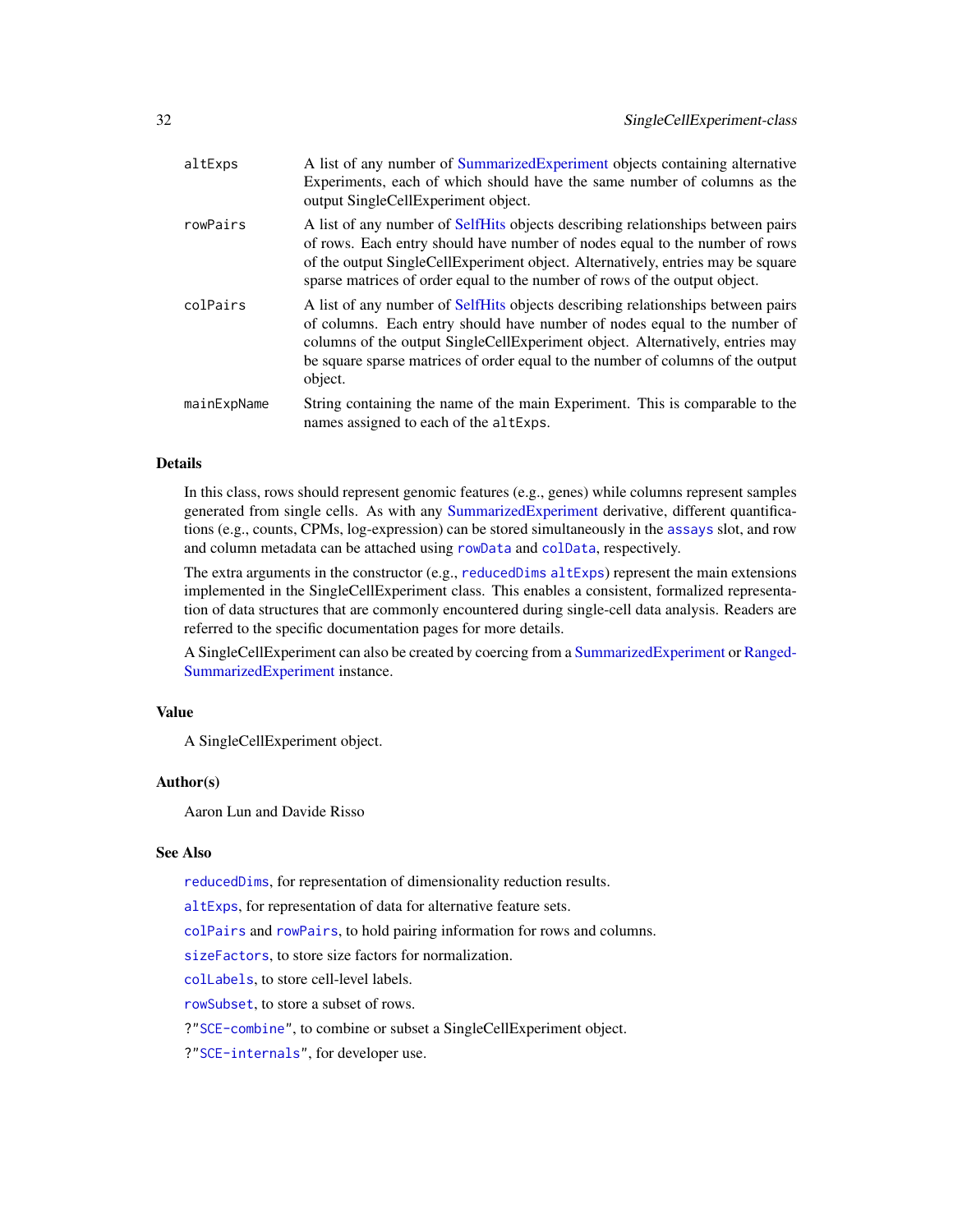| | |
|---|---|
| `altExps` | A list of any number of SummarizedExperiment objects containing alternative Experiments, each of which should have the same number of columns as the output SingleCellExperiment object. |
| `rowPairs` | A list of any number of SelfHits objects describing relationships between pairs of rows. Each entry should have number of nodes equal to the number of rows of the output SingleCellExperiment object. Alternatively, entries may be square sparse matrices of order equal to the number of rows of the output object. |
| `colPairs` | A list of any number of SelfHits objects describing relationships between pairs of columns. Each entry should have number of nodes equal to the number of columns of the output SingleCellExperiment object. Alternatively, entries may be square sparse matrices of order equal to the number of columns of the output object. |
| `mainExpName` | String containing the name of the main Experiment. This is comparable to the names assigned to each of the `altExps`. |

## Details

In this class, rows should represent genomic features (e.g., genes) while columns represent samples generated from single cells. As with any SummarizedExperiment derivative, different quantifications (e.g., counts, CPMs, log-expression) can be stored simultaneously in the `assays` slot, and row and column metadata can be attached using `rowData` and `colData`, respectively.

The extra arguments in the constructor (e.g., `reducedDims` `altExps`) represent the main extensions implemented in the SingleCellExperiment class. This enables a consistent, formalized representation of data structures that are commonly encountered during single-cell data analysis. Readers are referred to the specific documentation pages for more details.

A SingleCellExperiment can also be created by coercing from a SummarizedExperiment or RangedSummarizedExperiment instance.

## Value

A SingleCellExperiment object.

## Author(s)

Aaron Lun and Davide Risso

## See Also

`reducedDims`, for representation of dimensionality reduction results.

`altExps`, for representation of data for alternative feature sets.

`colPairs` and `rowPairs`, to hold pairing information for rows and columns.

`sizeFactors`, to store size factors for normalization.

`colLabels`, to store cell-level labels.

`rowSubset`, to store a subset of rows.

?"`SCE-combine`", to combine or subset a SingleCellExperiment object.

?"`SCE-internals`", for developer use.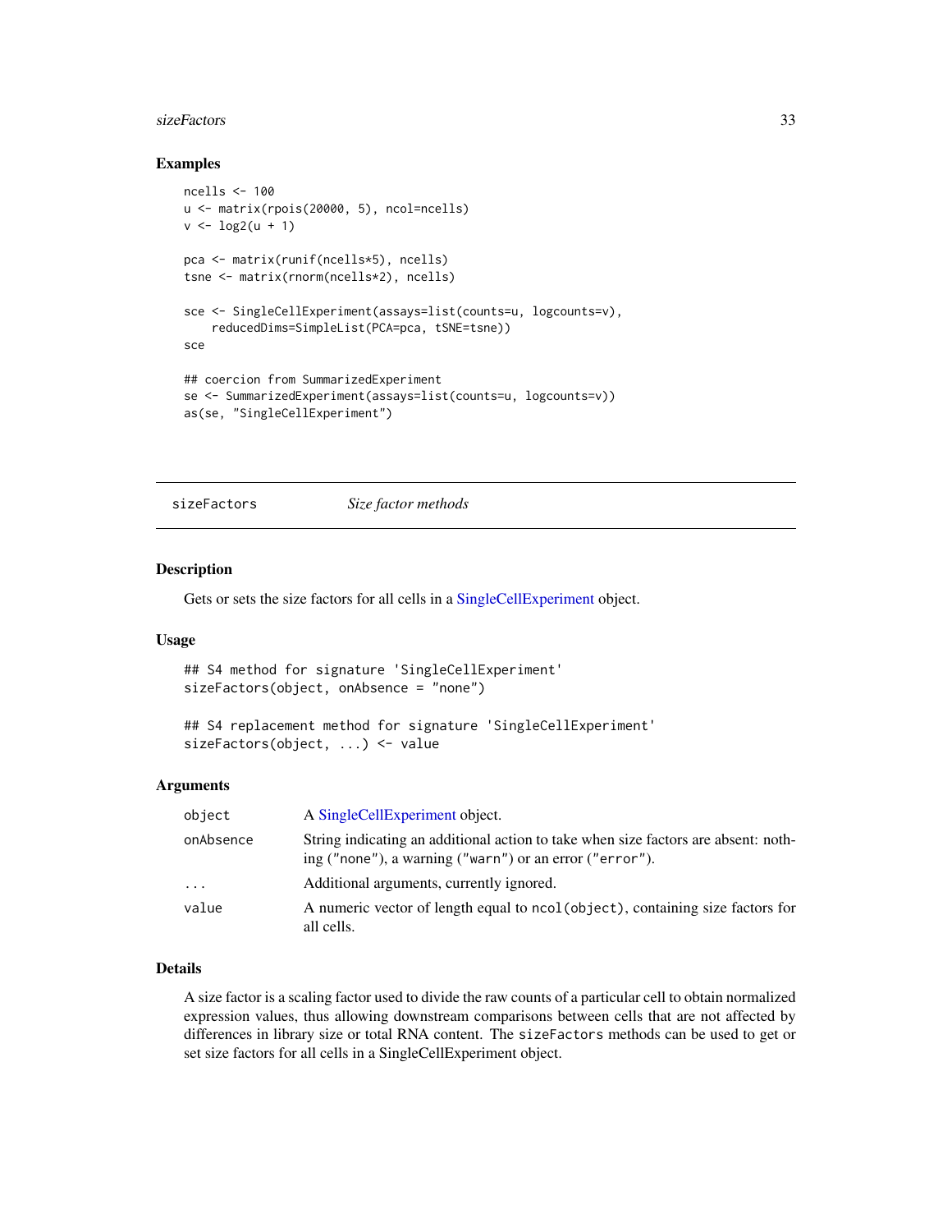## Examples

```
ncells <- 100
u <- matrix(rpois(20000, 5), ncol=ncells)
v <- log2(u + 1)

pca <- matrix(runif(ncells*5), ncells)
tsne <- matrix(rnorm(ncells*2), ncells)

sce <- SingleCellExperiment(assays=list(counts=u, logcounts=v),
    reducedDims=SimpleList(PCA=pca, tSNE=tsne))
sce

## coercion from SummarizedExperiment
se <- SummarizedExperiment(assays=list(counts=u, logcounts=v))
as(se, "SingleCellExperiment")
```

---

# sizeFactors — *Size factor methods*

---

## Description

Gets or sets the size factors for all cells in a SingleCellExperiment object.

## Usage

```
## S4 method for signature 'SingleCellExperiment'
sizeFactors(object, onAbsence = "none")

## S4 replacement method for signature 'SingleCellExperiment'
sizeFactors(object, ...) <- value
```

## Arguments

| | |
|---|---|
| `object` | A SingleCellExperiment object. |
| `onAbsence` | String indicating an additional action to take when size factors are absent: nothing (`"none"`), a warning (`"warn"`) or an error (`"error"`). |
| `...` | Additional arguments, currently ignored. |
| `value` | A numeric vector of length equal to `ncol(object)`, containing size factors for all cells. |

## Details

A size factor is a scaling factor used to divide the raw counts of a particular cell to obtain normalized expression values, thus allowing downstream comparisons between cells that are not affected by differences in library size or total RNA content. The `sizeFactors` methods can be used to get or set size factors for all cells in a SingleCellExperiment object.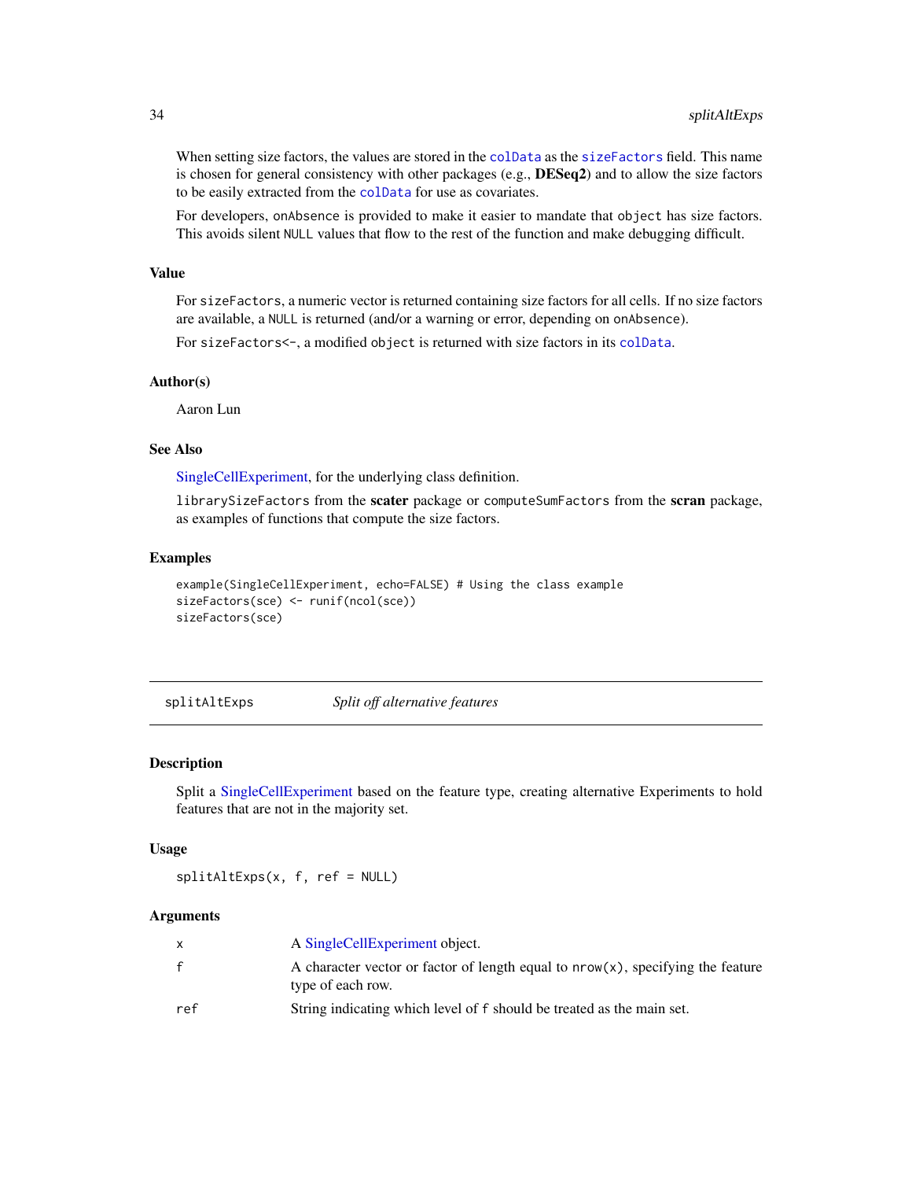When setting size factors, the values are stored in the `colData` as the `sizeFactors` field. This name is chosen for general consistency with other packages (e.g., **DESeq2**) and to allow the size factors to be easily extracted from the `colData` for use as covariates.

For developers, `onAbsence` is provided to make it easier to mandate that `object` has size factors. This avoids silent `NULL` values that flow to the rest of the function and make debugging difficult.

### Value

For `sizeFactors`, a numeric vector is returned containing size factors for all cells. If no size factors are available, a `NULL` is returned (and/or a warning or error, depending on `onAbsence`).

For `sizeFactors<-`, a modified `object` is returned with size factors in its `colData`.

### Author(s)

Aaron Lun

### See Also

SingleCellExperiment, for the underlying class definition.

`librarySizeFactors` from the **scater** package or `computeSumFactors` from the **scran** package, as examples of functions that compute the size factors.

### Examples

```
example(SingleCellExperiment, echo=FALSE) # Using the class example
sizeFactors(sce) <- runif(ncol(sce))
sizeFactors(sce)
```

---

## splitAltExps — *Split off alternative features*

---

### Description

Split a SingleCellExperiment based on the feature type, creating alternative Experiments to hold features that are not in the majority set.

### Usage

```
splitAltExps(x, f, ref = NULL)
```

### Arguments

| | |
|---|---|
| `x` | A SingleCellExperiment object. |
| `f` | A character vector or factor of length equal to `nrow(x)`, specifying the feature type of each row. |
| `ref` | String indicating which level of `f` should be treated as the main set. |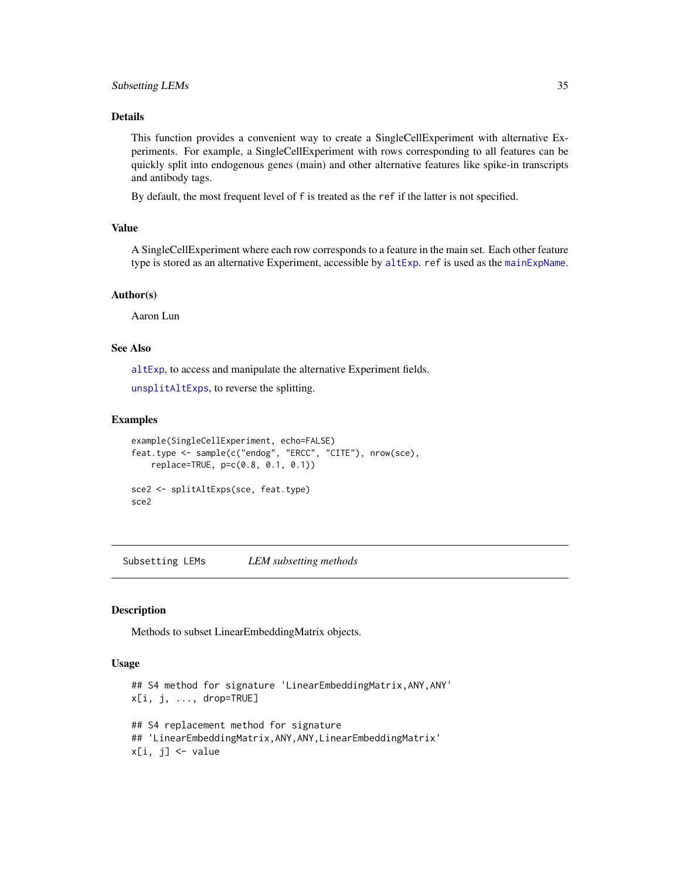### Details

This function provides a convenient way to create a SingleCellExperiment with alternative Experiments. For example, a SingleCellExperiment with rows corresponding to all features can be quickly split into endogenous genes (main) and other alternative features like spike-in transcripts and antibody tags.

By default, the most frequent level of `f` is treated as the `ref` if the latter is not specified.

### Value

A SingleCellExperiment where each row corresponds to a feature in the main set. Each other feature type is stored as an alternative Experiment, accessible by `altExp`. `ref` is used as the `mainExpName`.

### Author(s)

Aaron Lun

### See Also

`altExp`, to access and manipulate the alternative Experiment fields.

`unsplitAltExps`, to reverse the splitting.

### Examples

```
example(SingleCellExperiment, echo=FALSE)
feat.type <- sample(c("endog", "ERCC", "CITE"), nrow(sce),
    replace=TRUE, p=c(0.8, 0.1, 0.1))

sce2 <- splitAltExps(sce, feat.type)
sce2
```

---

## Subsetting LEMs — *LEM subsetting methods*

### Description

Methods to subset LinearEmbeddingMatrix objects.

### Usage

```
## S4 method for signature 'LinearEmbeddingMatrix,ANY,ANY'
x[i, j, ..., drop=TRUE]

## S4 replacement method for signature
## 'LinearEmbeddingMatrix,ANY,ANY,LinearEmbeddingMatrix'
x[i, j] <- value
```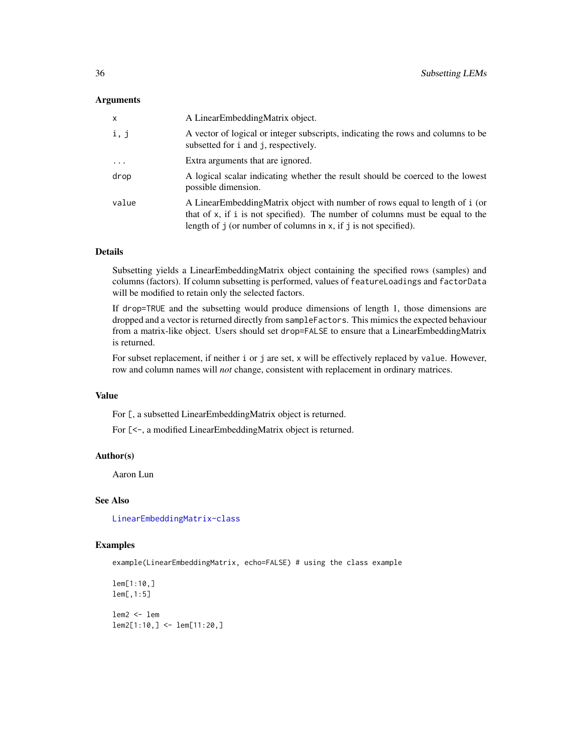## Arguments

| | |
|---|---|
| x | A LinearEmbeddingMatrix object. |
| i, j | A vector of logical or integer subscripts, indicating the rows and columns to be subsetted for i and j, respectively. |
| ... | Extra arguments that are ignored. |
| drop | A logical scalar indicating whether the result should be coerced to the lowest possible dimension. |
| value | A LinearEmbeddingMatrix object with number of rows equal to length of i (or that of x, if i is not specified). The number of columns must be equal to the length of j (or number of columns in x, if j is not specified). |

## Details

Subsetting yields a LinearEmbeddingMatrix object containing the specified rows (samples) and columns (factors). If column subsetting is performed, values of `featureLoadings` and `factorData` will be modified to retain only the selected factors.

If `drop=TRUE` and the subsetting would produce dimensions of length 1, those dimensions are dropped and a vector is returned directly from `sampleFactors`. This mimics the expected behaviour from a matrix-like object. Users should set `drop=FALSE` to ensure that a LinearEmbeddingMatrix is returned.

For subset replacement, if neither `i` or `j` are set, `x` will be effectively replaced by `value`. However, row and column names will *not* change, consistent with replacement in ordinary matrices.

## Value

For `[`, a subsetted LinearEmbeddingMatrix object is returned.

For `[<-`, a modified LinearEmbeddingMatrix object is returned.

## Author(s)

Aaron Lun

## See Also

LinearEmbeddingMatrix-class

## Examples

```
example(LinearEmbeddingMatrix, echo=FALSE) # using the class example

lem[1:10,]
lem[,1:5]

lem2 <- lem
lem2[1:10,] <- lem[11:20,]
```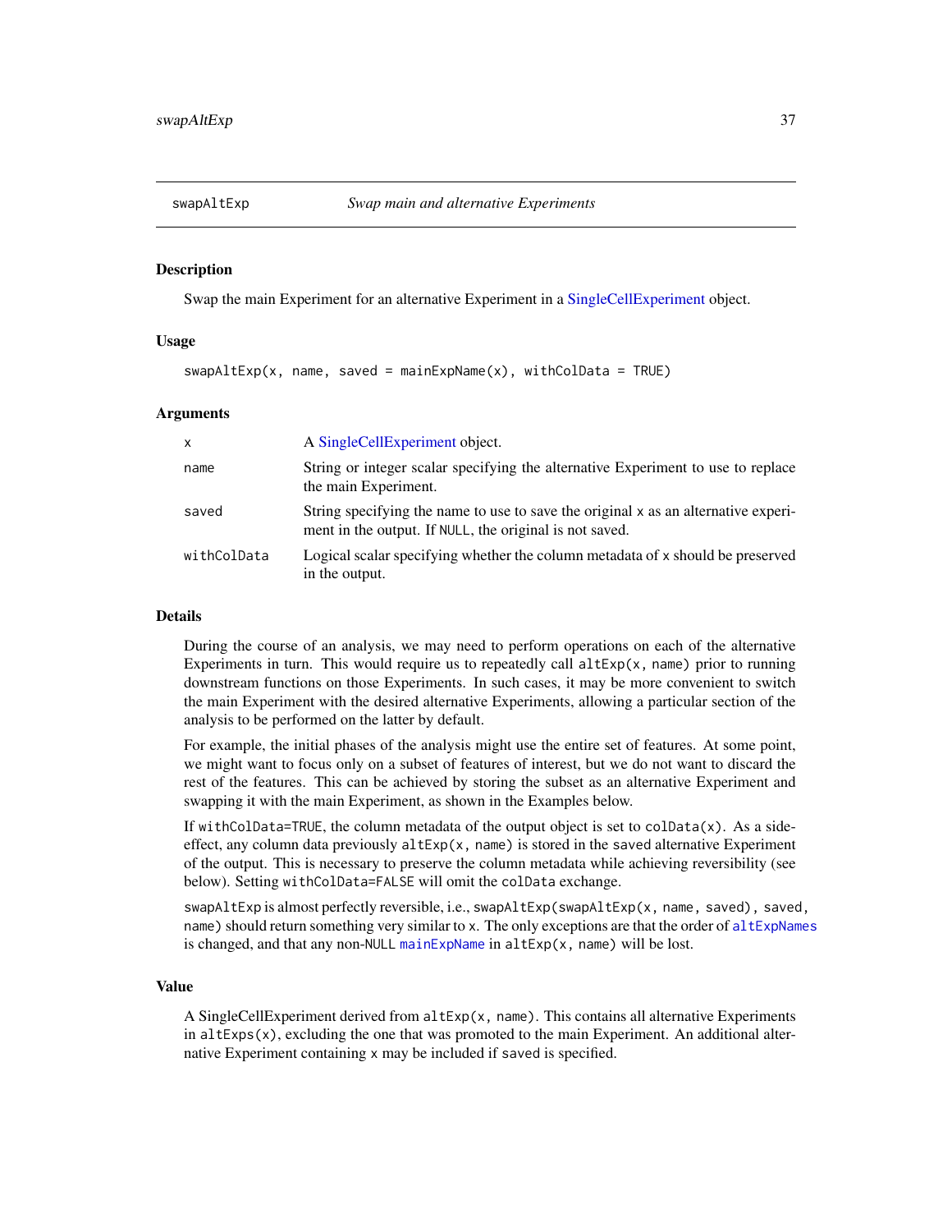# swapAltExp — *Swap main and alternative Experiments*

## Description

Swap the main Experiment for an alternative Experiment in a SingleCellExperiment object.

## Usage

```
swapAltExp(x, name, saved = mainExpName(x), withColData = TRUE)
```

## Arguments

| | |
|---|---|
| `x` | A SingleCellExperiment object. |
| `name` | String or integer scalar specifying the alternative Experiment to use to replace the main Experiment. |
| `saved` | String specifying the name to use to save the original `x` as an alternative experiment in the output. If `NULL`, the original is not saved. |
| `withColData` | Logical scalar specifying whether the column metadata of `x` should be preserved in the output. |

## Details

During the course of an analysis, we may need to perform operations on each of the alternative Experiments in turn. This would require us to repeatedly call `altExp(x, name)` prior to running downstream functions on those Experiments. In such cases, it may be more convenient to switch the main Experiment with the desired alternative Experiments, allowing a particular section of the analysis to be performed on the latter by default.

For example, the initial phases of the analysis might use the entire set of features. At some point, we might want to focus only on a subset of features of interest, but we do not want to discard the rest of the features. This can be achieved by storing the subset as an alternative Experiment and swapping it with the main Experiment, as shown in the Examples below.

If `withColData=TRUE`, the column metadata of the output object is set to `colData(x)`. As a side-effect, any column data previously `altExp(x, name)` is stored in the `saved` alternative Experiment of the output. This is necessary to preserve the column metadata while achieving reversibility (see below). Setting `withColData=FALSE` will omit the `colData` exchange.

`swapAltExp` is almost perfectly reversible, i.e., `swapAltExp(swapAltExp(x, name, saved), saved, name)` should return something very similar to `x`. The only exceptions are that the order of `altExpNames` is changed, and that any non-`NULL` `mainExpName` in `altExp(x, name)` will be lost.

## Value

A SingleCellExperiment derived from `altExp(x, name)`. This contains all alternative Experiments in `altExps(x)`, excluding the one that was promoted to the main Experiment. An additional alternative Experiment containing `x` may be included if `saved` is specified.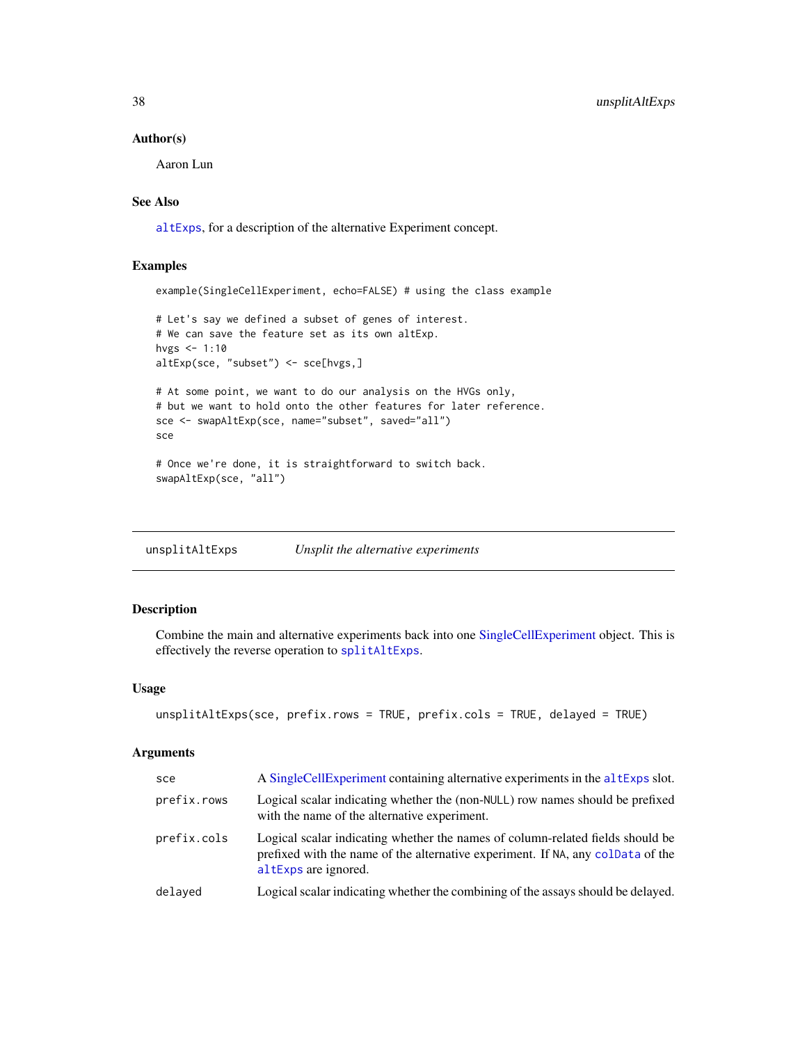### Author(s)

Aaron Lun

### See Also

altExps, for a description of the alternative Experiment concept.

### Examples

```
example(SingleCellExperiment, echo=FALSE) # using the class example

# Let's say we defined a subset of genes of interest.
# We can save the feature set as its own altExp.
hvgs <- 1:10
altExp(sce, "subset") <- sce[hvgs,]

# At some point, we want to do our analysis on the HVGs only,
# but we want to hold onto the other features for later reference.
sce <- swapAltExp(sce, name="subset", saved="all")
sce

# Once we're done, it is straightforward to switch back.
swapAltExp(sce, "all")
```

---

## unsplitAltExps *Unsplit the alternative experiments*

---

### Description

Combine the main and alternative experiments back into one SingleCellExperiment object. This is effectively the reverse operation to splitAltExps.

### Usage

```
unsplitAltExps(sce, prefix.rows = TRUE, prefix.cols = TRUE, delayed = TRUE)
```

### Arguments

| | |
|---|---|
| sce | A SingleCellExperiment containing alternative experiments in the altExps slot. |
| prefix.rows | Logical scalar indicating whether the (non-NULL) row names should be prefixed with the name of the alternative experiment. |
| prefix.cols | Logical scalar indicating whether the names of column-related fields should be prefixed with the name of the alternative experiment. If NA, any colData of the altExps are ignored. |
| delayed | Logical scalar indicating whether the combining of the assays should be delayed. |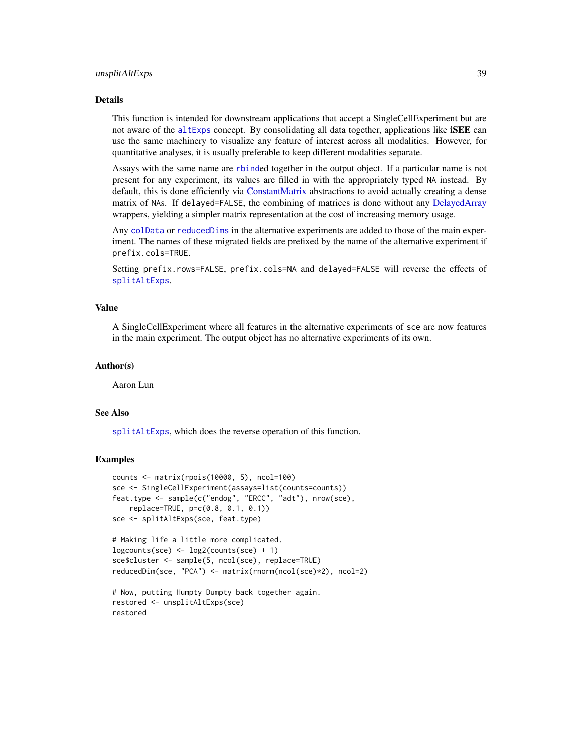## Details

This function is intended for downstream applications that accept a SingleCellExperiment but are not aware of the `altExps` concept. By consolidating all data together, applications like **iSEE** can use the same machinery to visualize any feature of interest across all modalities. However, for quantitative analyses, it is usually preferable to keep different modalities separate.

Assays with the same name are `rbind`ed together in the output object. If a particular name is not present for any experiment, its values are filled in with the appropriately typed `NA` instead. By default, this is done efficiently via ConstantMatrix abstractions to avoid actually creating a dense matrix of `NA`s. If `delayed=FALSE`, the combining of matrices is done without any DelayedArray wrappers, yielding a simpler matrix representation at the cost of increasing memory usage.

Any `colData` or `reducedDims` in the alternative experiments are added to those of the main experiment. The names of these migrated fields are prefixed by the name of the alternative experiment if `prefix.cols=TRUE`.

Setting `prefix.rows=FALSE`, `prefix.cols=NA` and `delayed=FALSE` will reverse the effects of `splitAltExps`.

## Value

A SingleCellExperiment where all features in the alternative experiments of `sce` are now features in the main experiment. The output object has no alternative experiments of its own.

## Author(s)

Aaron Lun

## See Also

`splitAltExps`, which does the reverse operation of this function.

## Examples

```
counts <- matrix(rpois(10000, 5), ncol=100)
sce <- SingleCellExperiment(assays=list(counts=counts))
feat.type <- sample(c("endog", "ERCC", "adt"), nrow(sce),
    replace=TRUE, p=c(0.8, 0.1, 0.1))
sce <- splitAltExps(sce, feat.type)

# Making life a little more complicated.
logcounts(sce) <- log2(counts(sce) + 1)
sce$cluster <- sample(5, ncol(sce), replace=TRUE)
reducedDim(sce, "PCA") <- matrix(rnorm(ncol(sce)*2), ncol=2)

# Now, putting Humpty Dumpty back together again.
restored <- unsplitAltExps(sce)
restored
```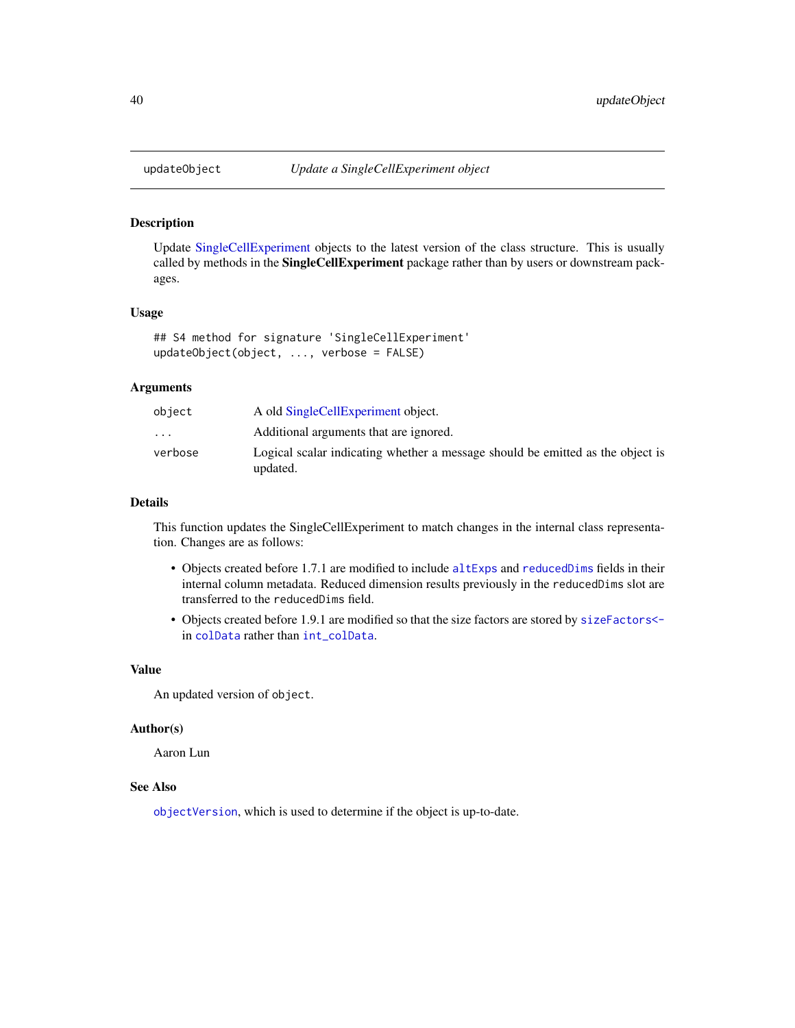## updateObject — *Update a SingleCellExperiment object*

### Description

Update SingleCellExperiment objects to the latest version of the class structure. This is usually called by methods in the **SingleCellExperiment** package rather than by users or downstream packages.

### Usage

```
## S4 method for signature 'SingleCellExperiment'
updateObject(object, ..., verbose = FALSE)
```

### Arguments

| | |
|---|---|
| object | A old SingleCellExperiment object. |
| ... | Additional arguments that are ignored. |
| verbose | Logical scalar indicating whether a message should be emitted as the object is updated. |

### Details

This function updates the SingleCellExperiment to match changes in the internal class representation. Changes are as follows:

- Objects created before 1.7.1 are modified to include `altExps` and `reducedDims` fields in their internal column metadata. Reduced dimension results previously in the `reducedDims` slot are transferred to the `reducedDims` field.
- Objects created before 1.9.1 are modified so that the size factors are stored by `sizeFactors<-` in `colData` rather than `int_colData`.

### Value

An updated version of `object`.

### Author(s)

Aaron Lun

### See Also

`objectVersion`, which is used to determine if the object is up-to-date.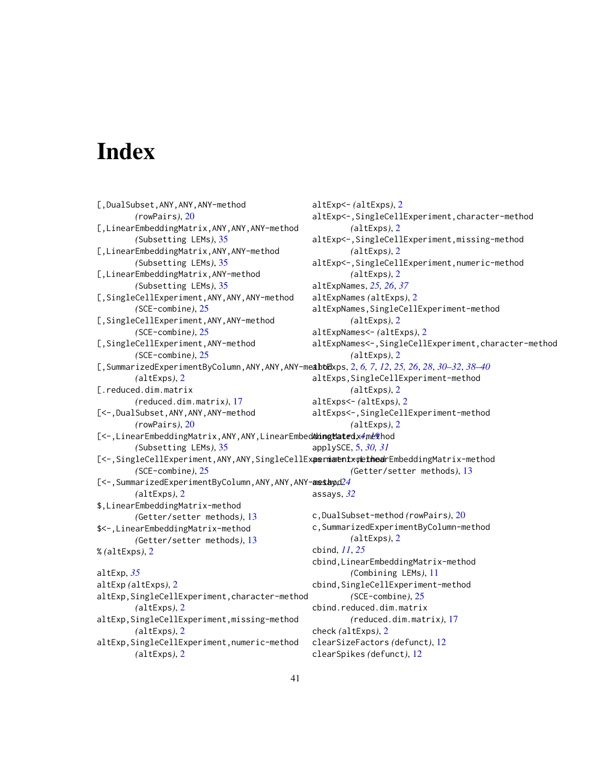# Index

[,DualSubset,ANY,ANY,ANY-method (rowPairs), 20
[,LinearEmbeddingMatrix,ANY,ANY,ANY-method (Subsetting LEMs), 35
[,LinearEmbeddingMatrix,ANY,ANY-method (Subsetting LEMs), 35
[,LinearEmbeddingMatrix,ANY-method (Subsetting LEMs), 35
[,SingleCellExperiment,ANY,ANY,ANY-method (SCE-combine), 25
[,SingleCellExperiment,ANY,ANY-method (SCE-combine), 25
[,SingleCellExperiment,ANY-method (SCE-combine), 25
[,SummarizedExperimentByColumn,ANY,ANY,ANY-method (altExps), 2
[.reduced.dim.matrix (reduced.dim.matrix), 17
[<-,DualSubset,ANY,ANY,ANY-method (rowPairs), 20
[<-,LinearEmbeddingMatrix,ANY,ANY,LinearEmbeddingMatrix-method (Subsetting LEMs), 35
[<-,SingleCellExperiment,ANY,ANY,SingleCellExperiment-method (SCE-combine), 25
[<-,SummarizedExperimentByColumn,ANY,ANY,ANY-method (altExps), 2
$,LinearEmbeddingMatrix-method (Getter/setter methods), 13
$<-,LinearEmbeddingMatrix-method (Getter/setter methods), 13
% (altExps), 2

altExp, *35*
altExp (altExps), 2
altExp,SingleCellExperiment,character-method (altExps), 2
altExp,SingleCellExperiment,missing-method (altExps), 2
altExp,SingleCellExperiment,numeric-method (altExps), 2
altExp<- (altExps), 2
altExp<-,SingleCellExperiment,character-method (altExps), 2
altExp<-,SingleCellExperiment,missing-method (altExps), 2
altExp<-,SingleCellExperiment,numeric-method (altExps), 2
altExpNames, *25, 26*, *37*
altExpNames (altExps), 2
altExpNames,SingleCellExperiment-method (altExps), 2
altExpNames<- (altExps), 2
altExpNames<-,SingleCellExperiment,character-method (altExps), 2
altExps, 2, *6, 7*, *12*, *25, 26*, *28*, *30–32*, *38–40*
altExps,SingleCellExperiment-method (altExps), 2
altExps<- (altExps), 2
altExps<-,SingleCellExperiment-method (altExps), 2
applySCE, *4*, *19*
applySCE, 5, *30, 31*
as.matrix,LinearEmbeddingMatrix-method (Getter/setter methods), 13
assay, *24*
assays, *32*

c,DualSubset-method (rowPairs), 20
c,SummarizedExperimentByColumn-method (altExps), 2
cbind, *11*, *25*
cbind,LinearEmbeddingMatrix-method (Combining LEMs), 11
cbind,SingleCellExperiment-method (SCE-combine), 25
cbind.reduced.dim.matrix (reduced.dim.matrix), 17
check (altExps), 2
clearSizeFactors (defunct), 12
clearSpikes (defunct), 12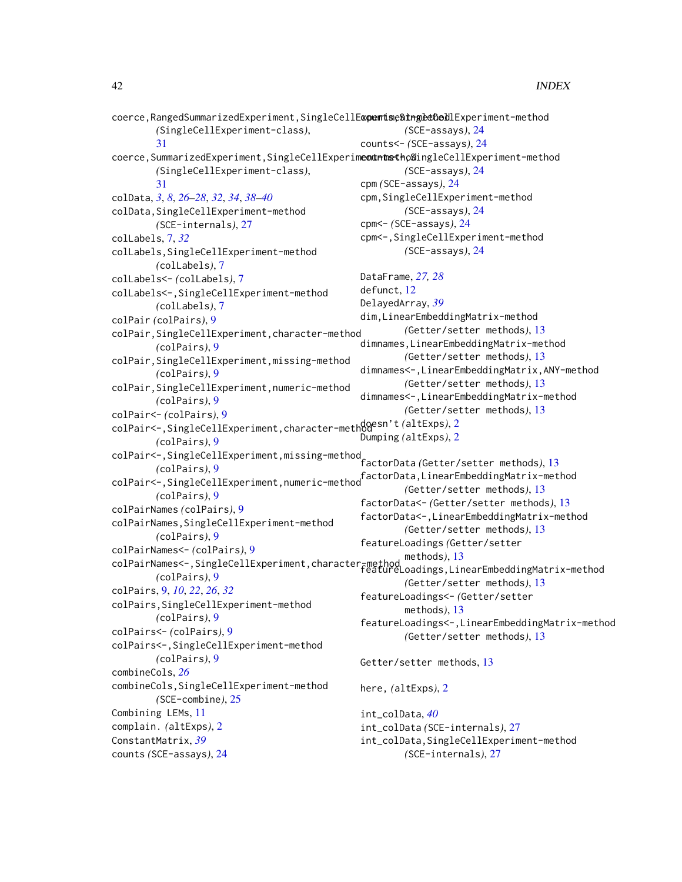coerce,RangedSummarizedExperiment,SingleCellExperiment-method
    (SingleCellExperiment-class),
    31
coerce,SummarizedExperiment,SingleCellExperiment-method
    (SingleCellExperiment-class),
    31
colData, *3*, *8*, *26–28*, *32*, *34*, *38–40*
colData,SingleCellExperiment-method
    (SCE-internals), 27
colLabels, 7, *32*
colLabels,SingleCellExperiment-method
    (colLabels), 7
colLabels<- (colLabels), 7
colLabels<-,SingleCellExperiment-method
    (colLabels), 7
colPair (colPairs), 9
colPair,SingleCellExperiment,character-method
    (colPairs), 9
colPair,SingleCellExperiment,missing-method
    (colPairs), 9
colPair,SingleCellExperiment,numeric-method
    (colPairs), 9
colPair<- (colPairs), 9
colPair<-,SingleCellExperiment,character-method
    (colPairs), 9
colPair<-,SingleCellExperiment,missing-method
    (colPairs), 9
colPair<-,SingleCellExperiment,numeric-method
    (colPairs), 9
colPairNames (colPairs), 9
colPairNames,SingleCellExperiment-method
    (colPairs), 9
colPairNames<- (colPairs), 9
colPairNames<-,SingleCellExperiment,character-method
    (colPairs), 9
colPairs, 9, *10*, *22*, *26*, *32*
colPairs,SingleCellExperiment-method
    (colPairs), 9
colPairs<- (colPairs), 9
colPairs<-,SingleCellExperiment-method
    (colPairs), 9
combineCols, *26*
combineCols,SingleCellExperiment-method
    (SCE-combine), 25
Combining LEMs, 11
complain. (altExps), 2
ConstantMatrix, *39*
counts (SCE-assays), 24
counts,SingleCellExperiment-method
    (SCE-assays), 24
counts<- (SCE-assays), 24
counts<-,SingleCellExperiment-method
    (SCE-assays), 24
cpm (SCE-assays), 24
cpm,SingleCellExperiment-method
    (SCE-assays), 24
cpm<- (SCE-assays), 24
cpm<-,SingleCellExperiment-method
    (SCE-assays), 24

DataFrame, *27*, *28*
defunct, 12
DelayedArray, *39*
dim,LinearEmbeddingMatrix-method
    (Getter/setter methods), 13
dimnames,LinearEmbeddingMatrix-method
    (Getter/setter methods), 13
dimnames<-,LinearEmbeddingMatrix,ANY-method
    (Getter/setter methods), 13
dimnames<-,LinearEmbeddingMatrix-method
    (Getter/setter methods), 13
doesn't (altExps), 2
Dumping (altExps), 2

factorData (Getter/setter methods), 13
factorData,LinearEmbeddingMatrix-method
    (Getter/setter methods), 13
factorData<- (Getter/setter methods), 13
factorData<-,LinearEmbeddingMatrix-method
    (Getter/setter methods), 13
featureLoadings (Getter/setter
    methods), 13
featureLoadings,LinearEmbeddingMatrix-method
    (Getter/setter methods), 13
featureLoadings<- (Getter/setter
    methods), 13
featureLoadings<-,LinearEmbeddingMatrix-method
    (Getter/setter methods), 13

Getter/setter methods, 13

here, (altExps), 2

int_colData, *40*
int_colData (SCE-internals), 27
int_colData,SingleCellExperiment-method
    (SCE-internals), 27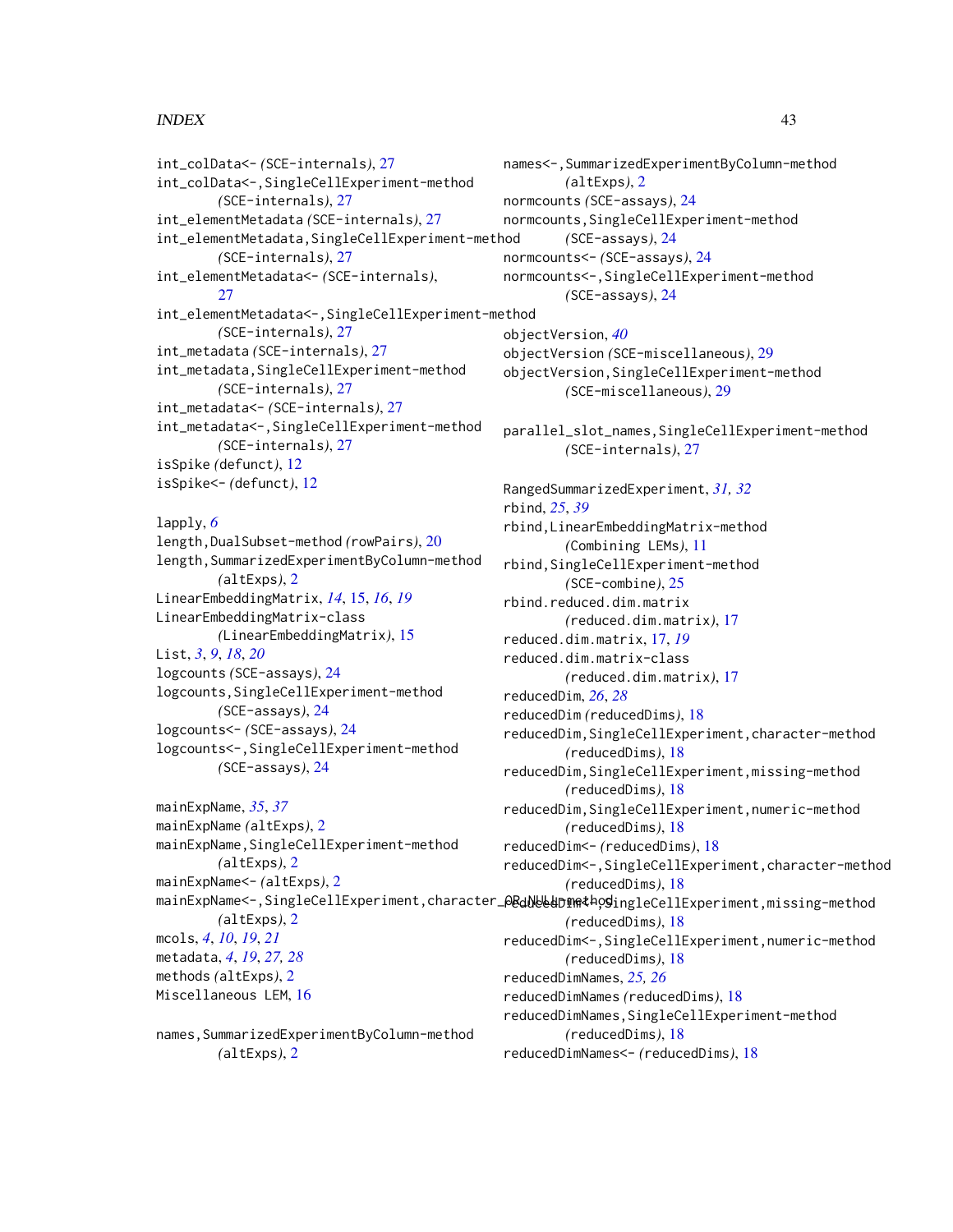int_colData<- *(SCE-internals)*, 27
int_colData<-,SingleCellExperiment-method *(SCE-internals)*, 27
int_elementMetadata *(SCE-internals)*, 27
int_elementMetadata,SingleCellExperiment-method *(SCE-internals)*, 27
int_elementMetadata<- *(SCE-internals)*, 27
int_elementMetadata<-,SingleCellExperiment-method *(SCE-internals)*, 27
int_metadata *(SCE-internals)*, 27
int_metadata,SingleCellExperiment-method *(SCE-internals)*, 27
int_metadata<- *(SCE-internals)*, 27
int_metadata<-,SingleCellExperiment-method *(SCE-internals)*, 27
isSpike *(defunct)*, 12
isSpike<- *(defunct)*, 12

lapply, *6*
length,DualSubset-method *(rowPairs)*, 20
length,SummarizedExperimentByColumn-method *(altExps)*, 2
LinearEmbeddingMatrix, *14*, 15, *16*, *19*
LinearEmbeddingMatrix-class *(LinearEmbeddingMatrix)*, 15
List, *3*, *9*, *18*, *20*
logcounts *(SCE-assays)*, 24
logcounts,SingleCellExperiment-method *(SCE-assays)*, 24
logcounts<- *(SCE-assays)*, 24
logcounts<-,SingleCellExperiment-method *(SCE-assays)*, 24

mainExpName, *35*, *37*
mainExpName *(altExps)*, 2
mainExpName,SingleCellExperiment-method *(altExps)*, 2
mainExpName<- *(altExps)*, 2
mainExpName<-,SingleCellExperiment,character_OR_NULL-method *(altExps)*, 2
mcols, *4*, *10*, *19*, *21*
metadata, *4*, *19*, *27, 28*
methods *(altExps)*, 2
Miscellaneous LEM, 16

names,SummarizedExperimentByColumn-method *(altExps)*, 2
names<-,SummarizedExperimentByColumn-method *(altExps)*, 2
normcounts *(SCE-assays)*, 24
normcounts,SingleCellExperiment-method *(SCE-assays)*, 24
normcounts<- *(SCE-assays)*, 24
normcounts<-,SingleCellExperiment-method *(SCE-assays)*, 24

objectVersion, *40*
objectVersion *(SCE-miscellaneous)*, 29
objectVersion,SingleCellExperiment-method *(SCE-miscellaneous)*, 29

parallel_slot_names,SingleCellExperiment-method *(SCE-internals)*, 27

RangedSummarizedExperiment, *31, 32*
rbind, *25*, *39*
rbind,LinearEmbeddingMatrix-method *(Combining LEMs)*, 11
rbind,SingleCellExperiment-method *(SCE-combine)*, 25
rbind.reduced.dim.matrix *(reduced.dim.matrix)*, 17
reduced.dim.matrix, 17, *19*
reduced.dim.matrix-class *(reduced.dim.matrix)*, 17
reducedDim, *26*, *28*
reducedDim *(reducedDims)*, 18
reducedDim,SingleCellExperiment,character-method *(reducedDims)*, 18
reducedDim,SingleCellExperiment,missing-method *(reducedDims)*, 18
reducedDim,SingleCellExperiment,numeric-method *(reducedDims)*, 18
reducedDim<- *(reducedDims)*, 18
reducedDim<-,SingleCellExperiment,character-method *(reducedDims)*, 18
reducedDim<-,SingleCellExperiment,missing-method *(reducedDims)*, 18
reducedDim<-,SingleCellExperiment,numeric-method *(reducedDims)*, 18
reducedDimNames, *25, 26*
reducedDimNames *(reducedDims)*, 18
reducedDimNames,SingleCellExperiment-method *(reducedDims)*, 18
reducedDimNames<- *(reducedDims)*, 18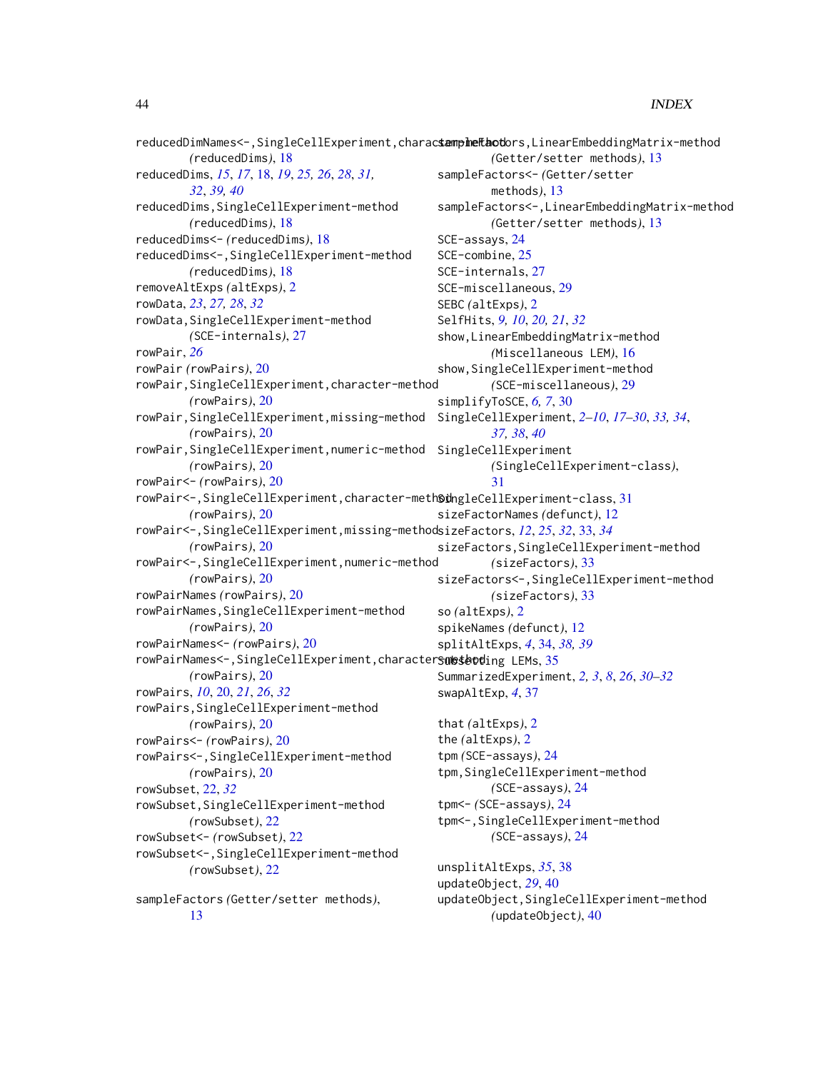reducedDimNames<-,SingleCellExperiment,character-method (reducedDims), 18
reducedDims, *15*, *17*, 18, *19*, *25, 26*, *28*, *31, 32*, *39, 40*
reducedDims,SingleCellExperiment-method (reducedDims), 18
reducedDims<- (reducedDims), 18
reducedDims<-,SingleCellExperiment-method (reducedDims), 18
removeAltExps (altExps), 2
rowData, *23*, *27, 28*, *32*
rowData,SingleCellExperiment-method (SCE-internals), 27
rowPair, *26*
rowPair (rowPairs), 20
rowPair,SingleCellExperiment,character-method (rowPairs), 20
rowPair,SingleCellExperiment,missing-method (rowPairs), 20
rowPair,SingleCellExperiment,numeric-method (rowPairs), 20
rowPair<- (rowPairs), 20
rowPair<-,SingleCellExperiment,character-method (rowPairs), 20
rowPair<-,SingleCellExperiment,missing-method (rowPairs), 20
rowPair<-,SingleCellExperiment,numeric-method (rowPairs), 20
rowPairNames (rowPairs), 20
rowPairNames,SingleCellExperiment-method (rowPairs), 20
rowPairNames<- (rowPairs), 20
rowPairNames<-,SingleCellExperiment,character-method (rowPairs), 20
rowPairs, *10*, 20, *21*, *26*, *32*
rowPairs,SingleCellExperiment-method (rowPairs), 20
rowPairs<- (rowPairs), 20
rowPairs<-,SingleCellExperiment-method (rowPairs), 20
rowSubset, 22, *32*
rowSubset,SingleCellExperiment-method (rowSubset), 22
rowSubset<- (rowSubset), 22
rowSubset<-,SingleCellExperiment-method (rowSubset), 22

sampleFactors (Getter/setter methods), 13
sampleFactors,LinearEmbeddingMatrix-method (Getter/setter methods), 13
sampleFactors<- (Getter/setter methods), 13
sampleFactors<-,LinearEmbeddingMatrix-method (Getter/setter methods), 13
SCE-assays, 24
SCE-combine, 25
SCE-internals, 27
SCE-miscellaneous, 29
SEBC (altExps), 2
SelfHits, *9, 10*, *20, 21*, *32*
show,LinearEmbeddingMatrix-method (Miscellaneous LEM), 16
show,SingleCellExperiment-method (SCE-miscellaneous), 29
simplifyToSCE, *6, 7*, 30
SingleCellExperiment, *2–10*, *17–30*, *33, 34*, *37, 38*, *40*
SingleCellExperiment (SingleCellExperiment-class), 31
SingleCellExperiment-class, 31
sizeFactorNames (defunct), 12
sizeFactors, *12*, *25*, *32*, 33, *34*
sizeFactors,SingleCellExperiment-method (sizeFactors), 33
sizeFactors<-,SingleCellExperiment-method (sizeFactors), 33
so (altExps), 2
spikeNames (defunct), 12
splitAltExps, *4*, 34, *38, 39*
Subsetting LEMs, 35
SummarizedExperiment, *2, 3*, *8*, *26*, *30–32*
swapAltExp, *4*, 37

that (altExps), 2
the (altExps), 2
tpm (SCE-assays), 24
tpm,SingleCellExperiment-method (SCE-assays), 24
tpm<- (SCE-assays), 24
tpm<-,SingleCellExperiment-method (SCE-assays), 24

unsplitAltExps, *35*, 38
updateObject, *29*, 40
updateObject,SingleCellExperiment-method (updateObject), 40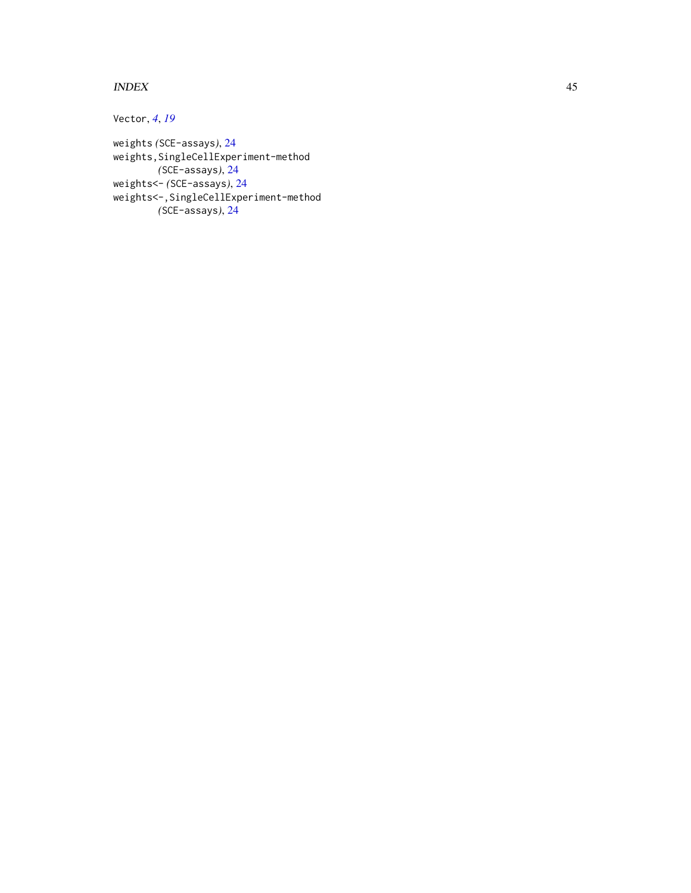Vector, *4*, *19*

weights *(*SCE-assays*)*, 24
weights,SingleCellExperiment-method
        *(*SCE-assays*)*, 24
weights<- *(*SCE-assays*)*, 24
weights<-,SingleCellExperiment-method
        *(*SCE-assays*)*, 24